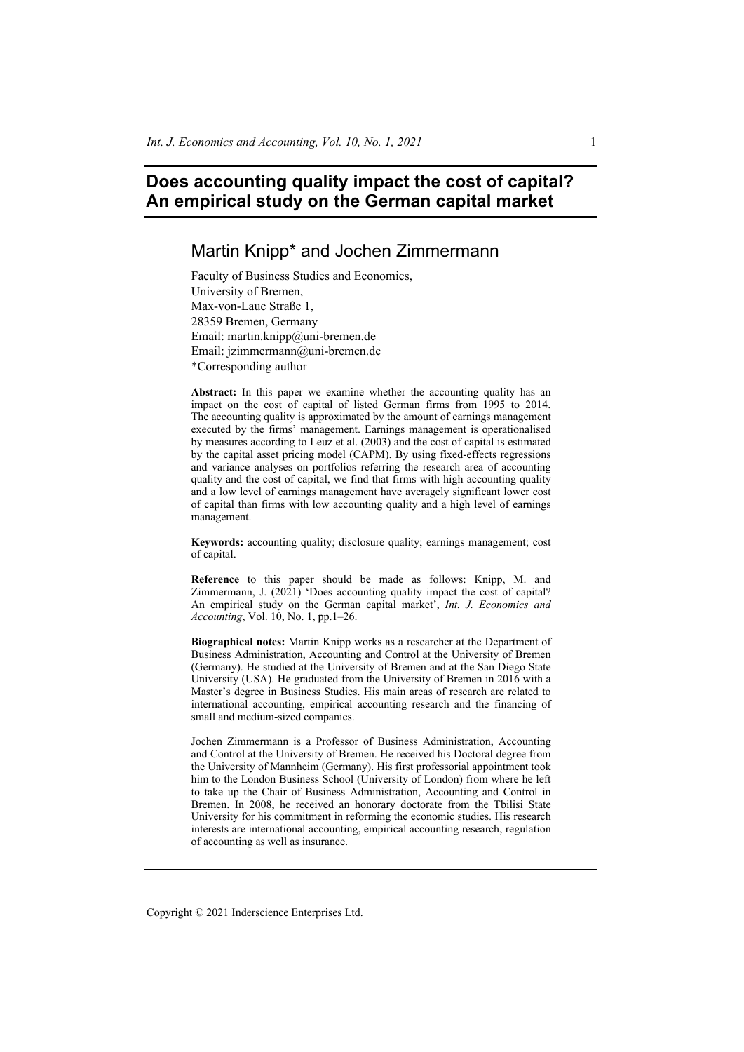# Does accounting quality impact the cost of capital? An empirical study on the German capital market

## Martin Knipp* and Jochen Zimmermann

Faculty of Business Studies and Economics,
University of Bremen,
Max-von-Laue Straße 1,
28359 Bremen, Germany
Email: martin.knipp@uni-bremen.de
Email: jzimmermann@uni-bremen.de
*Corresponding author

**Abstract:** In this paper we examine whether the accounting quality has an impact on the cost of capital of listed German firms from 1995 to 2014. The accounting quality is approximated by the amount of earnings management executed by the firms' management. Earnings management is operationalised by measures according to Leuz et al. (2003) and the cost of capital is estimated by the capital asset pricing model (CAPM). By using fixed-effects regressions and variance analyses on portfolios referring the research area of accounting quality and the cost of capital, we find that firms with high accounting quality and a low level of earnings management have averagely significant lower cost of capital than firms with low accounting quality and a high level of earnings management.

**Keywords:** accounting quality; disclosure quality; earnings management; cost of capital.

**Reference** to this paper should be made as follows: Knipp, M. and Zimmermann, J. (2021) 'Does accounting quality impact the cost of capital? An empirical study on the German capital market', *Int. J. Economics and Accounting*, Vol. 10, No. 1, pp.1–26.

**Biographical notes:** Martin Knipp works as a researcher at the Department of Business Administration, Accounting and Control at the University of Bremen (Germany). He studied at the University of Bremen and at the San Diego State University (USA). He graduated from the University of Bremen in 2016 with a Master's degree in Business Studies. His main areas of research are related to international accounting, empirical accounting research and the financing of small and medium-sized companies.

Jochen Zimmermann is a Professor of Business Administration, Accounting and Control at the University of Bremen. He received his Doctoral degree from the University of Mannheim (Germany). His first professorial appointment took him to the London Business School (University of London) from where he left to take up the Chair of Business Administration, Accounting and Control in Bremen. In 2008, he received an honorary doctorate from the Tbilisi State University for his commitment in reforming the economic studies. His research interests are international accounting, empirical accounting research, regulation of accounting as well as insurance.

Copyright © 2021 Inderscience Enterprises Ltd.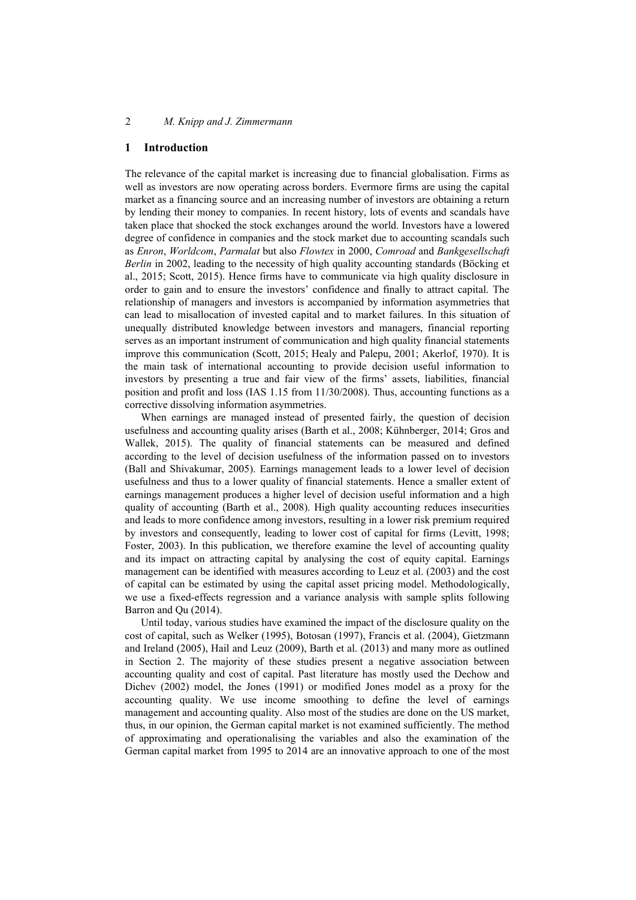## 1 Introduction

The relevance of the capital market is increasing due to financial globalisation. Firms as well as investors are now operating across borders. Evermore firms are using the capital market as a financing source and an increasing number of investors are obtaining a return by lending their money to companies. In recent history, lots of events and scandals have taken place that shocked the stock exchanges around the world. Investors have a lowered degree of confidence in companies and the stock market due to accounting scandals such as *Enron*, *Worldcom*, *Parmalat* but also *Flowtex* in 2000, *Comroad* and *Bankgesellschaft Berlin* in 2002, leading to the necessity of high quality accounting standards (Böcking et al., 2015; Scott, 2015). Hence firms have to communicate via high quality disclosure in order to gain and to ensure the investors' confidence and finally to attract capital. The relationship of managers and investors is accompanied by information asymmetries that can lead to misallocation of invested capital and to market failures. In this situation of unequally distributed knowledge between investors and managers, financial reporting serves as an important instrument of communication and high quality financial statements improve this communication (Scott, 2015; Healy and Palepu, 2001; Akerlof, 1970). It is the main task of international accounting to provide decision useful information to investors by presenting a true and fair view of the firms' assets, liabilities, financial position and profit and loss (IAS 1.15 from 11/30/2008). Thus, accounting functions as a corrective dissolving information asymmetries.

When earnings are managed instead of presented fairly, the question of decision usefulness and accounting quality arises (Barth et al., 2008; Kühnberger, 2014; Gros and Wallek, 2015). The quality of financial statements can be measured and defined according to the level of decision usefulness of the information passed on to investors (Ball and Shivakumar, 2005). Earnings management leads to a lower level of decision usefulness and thus to a lower quality of financial statements. Hence a smaller extent of earnings management produces a higher level of decision useful information and a high quality of accounting (Barth et al., 2008). High quality accounting reduces insecurities and leads to more confidence among investors, resulting in a lower risk premium required by investors and consequently, leading to lower cost of capital for firms (Levitt, 1998; Foster, 2003). In this publication, we therefore examine the level of accounting quality and its impact on attracting capital by analysing the cost of equity capital. Earnings management can be identified with measures according to Leuz et al. (2003) and the cost of capital can be estimated by using the capital asset pricing model. Methodologically, we use a fixed-effects regression and a variance analysis with sample splits following Barron and Qu (2014).

Until today, various studies have examined the impact of the disclosure quality on the cost of capital, such as Welker (1995), Botosan (1997), Francis et al. (2004), Gietzmann and Ireland (2005), Hail and Leuz (2009), Barth et al. (2013) and many more as outlined in Section 2. The majority of these studies present a negative association between accounting quality and cost of capital. Past literature has mostly used the Dechow and Dichev (2002) model, the Jones (1991) or modified Jones model as a proxy for the accounting quality. We use income smoothing to define the level of earnings management and accounting quality. Also most of the studies are done on the US market, thus, in our opinion, the German capital market is not examined sufficiently. The method of approximating and operationalising the variables and also the examination of the German capital market from 1995 to 2014 are an innovative approach to one of the most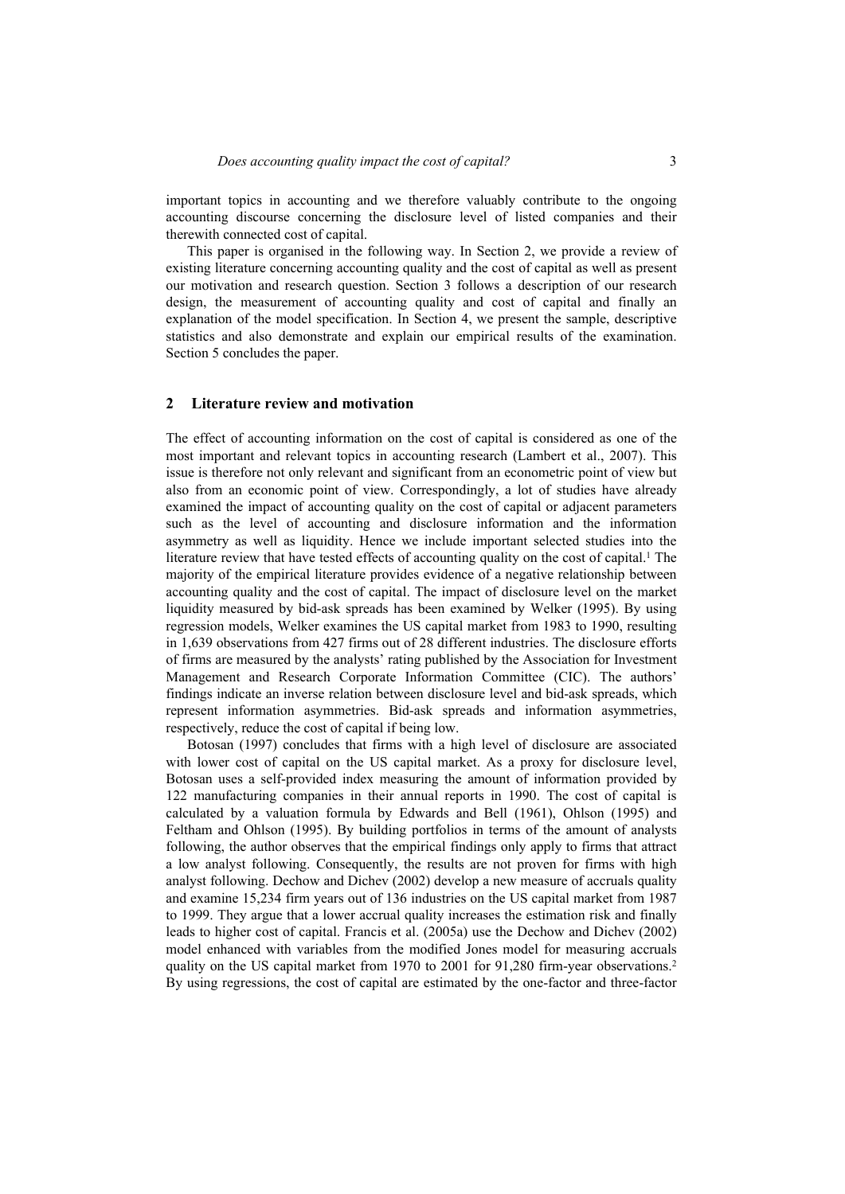important topics in accounting and we therefore valuably contribute to the ongoing accounting discourse concerning the disclosure level of listed companies and their therewith connected cost of capital.

This paper is organised in the following way. In Section 2, we provide a review of existing literature concerning accounting quality and the cost of capital as well as present our motivation and research question. Section 3 follows a description of our research design, the measurement of accounting quality and cost of capital and finally an explanation of the model specification. In Section 4, we present the sample, descriptive statistics and also demonstrate and explain our empirical results of the examination. Section 5 concludes the paper.

## 2 Literature review and motivation

The effect of accounting information on the cost of capital is considered as one of the most important and relevant topics in accounting research (Lambert et al., 2007). This issue is therefore not only relevant and significant from an econometric point of view but also from an economic point of view. Correspondingly, a lot of studies have already examined the impact of accounting quality on the cost of capital or adjacent parameters such as the level of accounting and disclosure information and the information asymmetry as well as liquidity. Hence we include important selected studies into the literature review that have tested effects of accounting quality on the cost of capital.[1] The majority of the empirical literature provides evidence of a negative relationship between accounting quality and the cost of capital. The impact of disclosure level on the market liquidity measured by bid-ask spreads has been examined by Welker (1995). By using regression models, Welker examines the US capital market from 1983 to 1990, resulting in 1,639 observations from 427 firms out of 28 different industries. The disclosure efforts of firms are measured by the analysts' rating published by the Association for Investment Management and Research Corporate Information Committee (CIC). The authors' findings indicate an inverse relation between disclosure level and bid-ask spreads, which represent information asymmetries. Bid-ask spreads and information asymmetries, respectively, reduce the cost of capital if being low.

Botosan (1997) concludes that firms with a high level of disclosure are associated with lower cost of capital on the US capital market. As a proxy for disclosure level, Botosan uses a self-provided index measuring the amount of information provided by 122 manufacturing companies in their annual reports in 1990. The cost of capital is calculated by a valuation formula by Edwards and Bell (1961), Ohlson (1995) and Feltham and Ohlson (1995). By building portfolios in terms of the amount of analysts following, the author observes that the empirical findings only apply to firms that attract a low analyst following. Consequently, the results are not proven for firms with high analyst following. Dechow and Dichev (2002) develop a new measure of accruals quality and examine 15,234 firm years out of 136 industries on the US capital market from 1987 to 1999. They argue that a lower accrual quality increases the estimation risk and finally leads to higher cost of capital. Francis et al. (2005a) use the Dechow and Dichev (2002) model enhanced with variables from the modified Jones model for measuring accruals quality on the US capital market from 1970 to 2001 for 91,280 firm-year observations.[2] By using regressions, the cost of capital are estimated by the one-factor and three-factor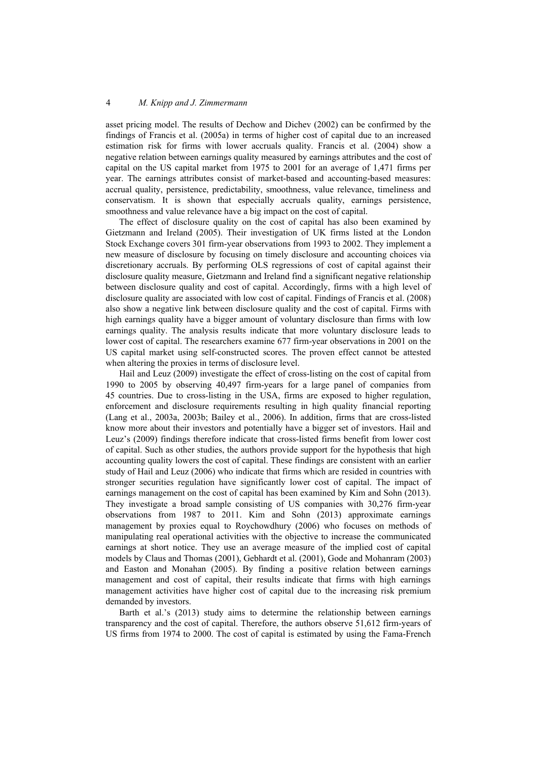asset pricing model. The results of Dechow and Dichev (2002) can be confirmed by the findings of Francis et al. (2005a) in terms of higher cost of capital due to an increased estimation risk for firms with lower accruals quality. Francis et al. (2004) show a negative relation between earnings quality measured by earnings attributes and the cost of capital on the US capital market from 1975 to 2001 for an average of 1,471 firms per year. The earnings attributes consist of market-based and accounting-based measures: accrual quality, persistence, predictability, smoothness, value relevance, timeliness and conservatism. It is shown that especially accruals quality, earnings persistence, smoothness and value relevance have a big impact on the cost of capital.

The effect of disclosure quality on the cost of capital has also been examined by Gietzmann and Ireland (2005). Their investigation of UK firms listed at the London Stock Exchange covers 301 firm-year observations from 1993 to 2002. They implement a new measure of disclosure by focusing on timely disclosure and accounting choices via discretionary accruals. By performing OLS regressions of cost of capital against their disclosure quality measure, Gietzmann and Ireland find a significant negative relationship between disclosure quality and cost of capital. Accordingly, firms with a high level of disclosure quality are associated with low cost of capital. Findings of Francis et al. (2008) also show a negative link between disclosure quality and the cost of capital. Firms with high earnings quality have a bigger amount of voluntary disclosure than firms with low earnings quality. The analysis results indicate that more voluntary disclosure leads to lower cost of capital. The researchers examine 677 firm-year observations in 2001 on the US capital market using self-constructed scores. The proven effect cannot be attested when altering the proxies in terms of disclosure level.

Hail and Leuz (2009) investigate the effect of cross-listing on the cost of capital from 1990 to 2005 by observing 40,497 firm-years for a large panel of companies from 45 countries. Due to cross-listing in the USA, firms are exposed to higher regulation, enforcement and disclosure requirements resulting in high quality financial reporting (Lang et al., 2003a, 2003b; Bailey et al., 2006). In addition, firms that are cross-listed know more about their investors and potentially have a bigger set of investors. Hail and Leuz's (2009) findings therefore indicate that cross-listed firms benefit from lower cost of capital. Such as other studies, the authors provide support for the hypothesis that high accounting quality lowers the cost of capital. These findings are consistent with an earlier study of Hail and Leuz (2006) who indicate that firms which are resided in countries with stronger securities regulation have significantly lower cost of capital. The impact of earnings management on the cost of capital has been examined by Kim and Sohn (2013). They investigate a broad sample consisting of US companies with 30,276 firm-year observations from 1987 to 2011. Kim and Sohn (2013) approximate earnings management by proxies equal to Roychowdhury (2006) who focuses on methods of manipulating real operational activities with the objective to increase the communicated earnings at short notice. They use an average measure of the implied cost of capital models by Claus and Thomas (2001), Gebhardt et al. (2001), Gode and Mohanram (2003) and Easton and Monahan (2005). By finding a positive relation between earnings management and cost of capital, their results indicate that firms with high earnings management activities have higher cost of capital due to the increasing risk premium demanded by investors.

Barth et al.'s (2013) study aims to determine the relationship between earnings transparency and the cost of capital. Therefore, the authors observe 51,612 firm-years of US firms from 1974 to 2000. The cost of capital is estimated by using the Fama-French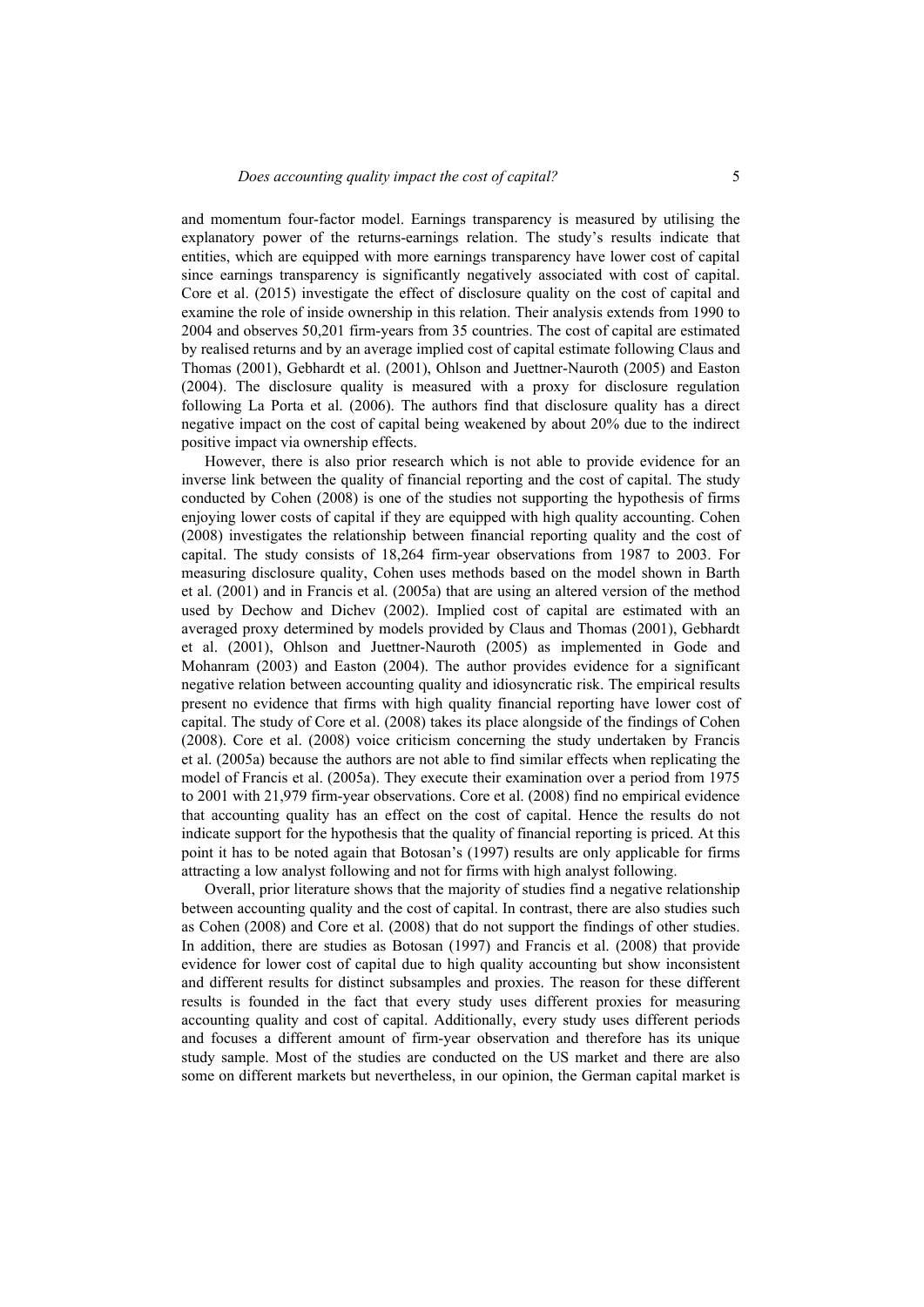and momentum four-factor model. Earnings transparency is measured by utilising the explanatory power of the returns-earnings relation. The study's results indicate that entities, which are equipped with more earnings transparency have lower cost of capital since earnings transparency is significantly negatively associated with cost of capital. Core et al. (2015) investigate the effect of disclosure quality on the cost of capital and examine the role of inside ownership in this relation. Their analysis extends from 1990 to 2004 and observes 50,201 firm-years from 35 countries. The cost of capital are estimated by realised returns and by an average implied cost of capital estimate following Claus and Thomas (2001), Gebhardt et al. (2001), Ohlson and Juettner-Nauroth (2005) and Easton (2004). The disclosure quality is measured with a proxy for disclosure regulation following La Porta et al. (2006). The authors find that disclosure quality has a direct negative impact on the cost of capital being weakened by about 20% due to the indirect positive impact via ownership effects.

However, there is also prior research which is not able to provide evidence for an inverse link between the quality of financial reporting and the cost of capital. The study conducted by Cohen (2008) is one of the studies not supporting the hypothesis of firms enjoying lower costs of capital if they are equipped with high quality accounting. Cohen (2008) investigates the relationship between financial reporting quality and the cost of capital. The study consists of 18,264 firm-year observations from 1987 to 2003. For measuring disclosure quality, Cohen uses methods based on the model shown in Barth et al. (2001) and in Francis et al. (2005a) that are using an altered version of the method used by Dechow and Dichev (2002). Implied cost of capital are estimated with an averaged proxy determined by models provided by Claus and Thomas (2001), Gebhardt et al. (2001), Ohlson and Juettner-Nauroth (2005) as implemented in Gode and Mohanram (2003) and Easton (2004). The author provides evidence for a significant negative relation between accounting quality and idiosyncratic risk. The empirical results present no evidence that firms with high quality financial reporting have lower cost of capital. The study of Core et al. (2008) takes its place alongside of the findings of Cohen (2008). Core et al. (2008) voice criticism concerning the study undertaken by Francis et al. (2005a) because the authors are not able to find similar effects when replicating the model of Francis et al. (2005a). They execute their examination over a period from 1975 to 2001 with 21,979 firm-year observations. Core et al. (2008) find no empirical evidence that accounting quality has an effect on the cost of capital. Hence the results do not indicate support for the hypothesis that the quality of financial reporting is priced. At this point it has to be noted again that Botosan's (1997) results are only applicable for firms attracting a low analyst following and not for firms with high analyst following.

Overall, prior literature shows that the majority of studies find a negative relationship between accounting quality and the cost of capital. In contrast, there are also studies such as Cohen (2008) and Core et al. (2008) that do not support the findings of other studies. In addition, there are studies as Botosan (1997) and Francis et al. (2008) that provide evidence for lower cost of capital due to high quality accounting but show inconsistent and different results for distinct subsamples and proxies. The reason for these different results is founded in the fact that every study uses different proxies for measuring accounting quality and cost of capital. Additionally, every study uses different periods and focuses a different amount of firm-year observation and therefore has its unique study sample. Most of the studies are conducted on the US market and there are also some on different markets but nevertheless, in our opinion, the German capital market is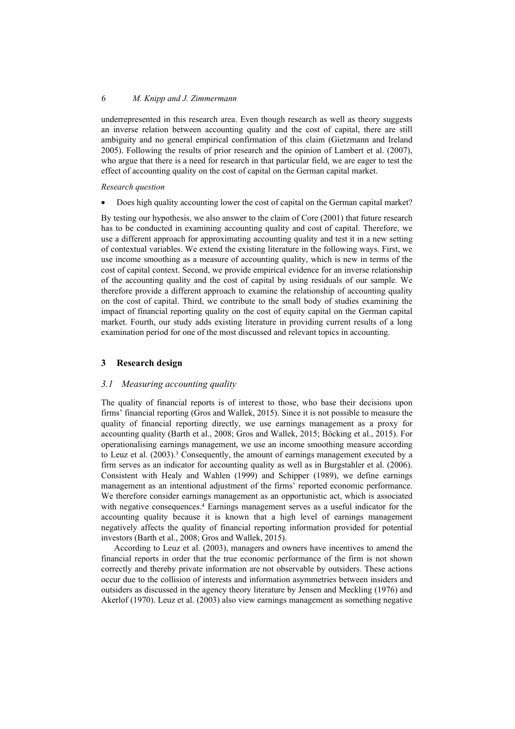underrepresented in this research area. Even though research as well as theory suggests an inverse relation between accounting quality and the cost of capital, there are still ambiguity and no general empirical confirmation of this claim (Gietzmann and Ireland 2005). Following the results of prior research and the opinion of Lambert et al. (2007), who argue that there is a need for research in that particular field, we are eager to test the effect of accounting quality on the cost of capital on the German capital market.

*Research question*

- Does high quality accounting lower the cost of capital on the German capital market?

By testing our hypothesis, we also answer to the claim of Core (2001) that future research has to be conducted in examining accounting quality and cost of capital. Therefore, we use a different approach for approximating accounting quality and test it in a new setting of contextual variables. We extend the existing literature in the following ways. First, we use income smoothing as a measure of accounting quality, which is new in terms of the cost of capital context. Second, we provide empirical evidence for an inverse relationship of the accounting quality and the cost of capital by using residuals of our sample. We therefore provide a different approach to examine the relationship of accounting quality on the cost of capital. Third, we contribute to the small body of studies examining the impact of financial reporting quality on the cost of equity capital on the German capital market. Fourth, our study adds existing literature in providing current results of a long examination period for one of the most discussed and relevant topics in accounting.

## 3 Research design

### 3.1 Measuring accounting quality

The quality of financial reports is of interest to those, who base their decisions upon firms' financial reporting (Gros and Wallek, 2015). Since it is not possible to measure the quality of financial reporting directly, we use earnings management as a proxy for accounting quality (Barth et al., 2008; Gros and Wallek, 2015; Böcking et al., 2015). For operationalising earnings management, we use an income smoothing measure according to Leuz et al. (2003).[3] Consequently, the amount of earnings management executed by a firm serves as an indicator for accounting quality as well as in Burgstahler et al. (2006). Consistent with Healy and Wahlen (1999) and Schipper (1989), we define earnings management as an intentional adjustment of the firms' reported economic performance. We therefore consider earnings management as an opportunistic act, which is associated with negative consequences.[4] Earnings management serves as a useful indicator for the accounting quality because it is known that a high level of earnings management negatively affects the quality of financial reporting information provided for potential investors (Barth et al., 2008; Gros and Wallek, 2015).

According to Leuz et al. (2003), managers and owners have incentives to amend the financial reports in order that the true economic performance of the firm is not shown correctly and thereby private information are not observable by outsiders. These actions occur due to the collision of interests and information asymmetries between insiders and outsiders as discussed in the agency theory literature by Jensen and Meckling (1976) and Akerlof (1970). Leuz et al. (2003) also view earnings management as something negative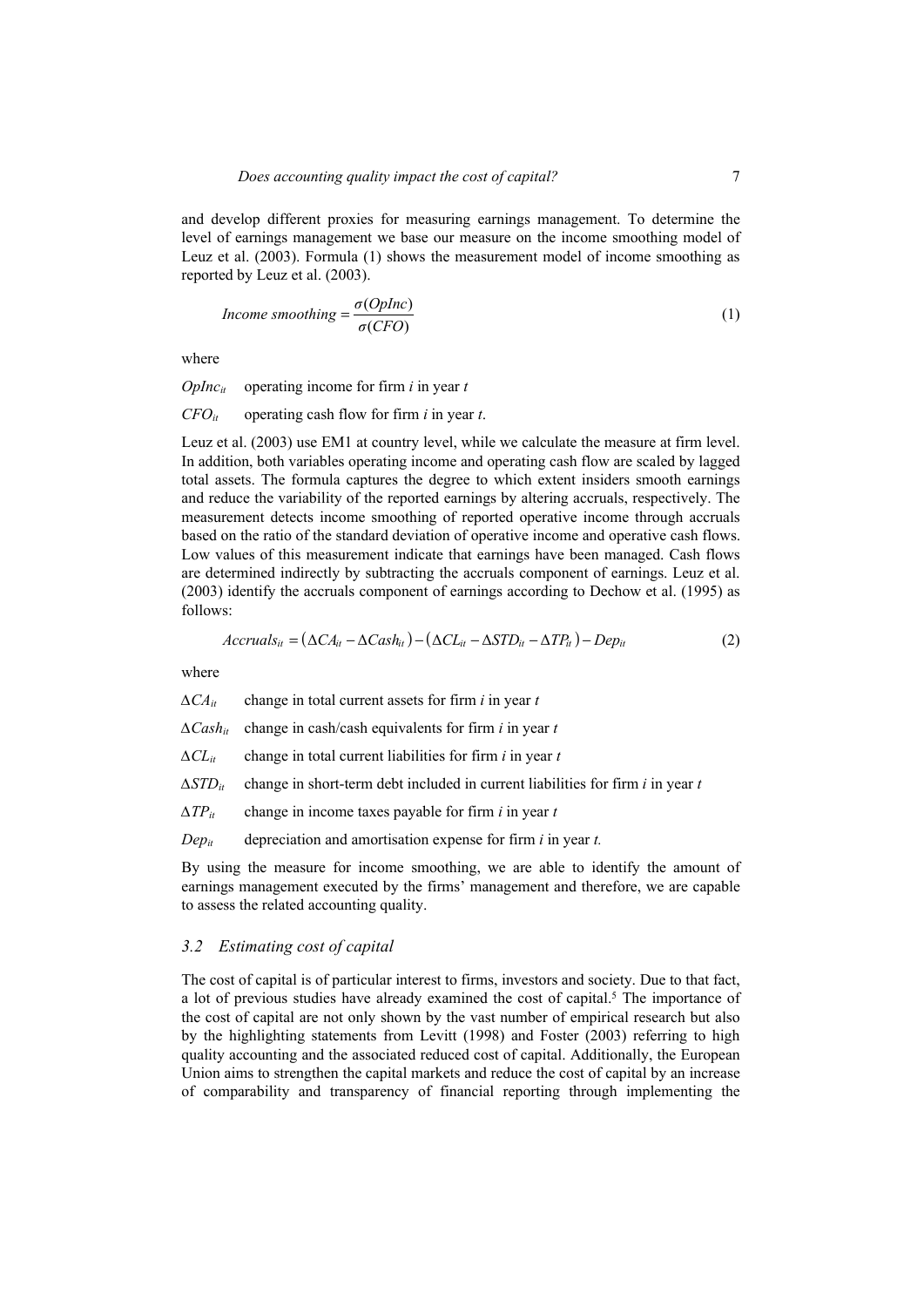and develop different proxies for measuring earnings management. To determine the level of earnings management we base our measure on the income smoothing model of Leuz et al. (2003). Formula (1) shows the measurement model of income smoothing as reported by Leuz et al. (2003).

$$Income\ smoothing = \frac{\sigma(OpInc)}{\sigma(CFO)} \tag{1}$$

where

$OpInc_{it}$ operating income for firm $i$ in year $t$

$CFO_{it}$ operating cash flow for firm $i$ in year $t$.

Leuz et al. (2003) use EM1 at country level, while we calculate the measure at firm level. In addition, both variables operating income and operating cash flow are scaled by lagged total assets. The formula captures the degree to which extent insiders smooth earnings and reduce the variability of the reported earnings by altering accruals, respectively. The measurement detects income smoothing of reported operative income through accruals based on the ratio of the standard deviation of operative income and operative cash flows. Low values of this measurement indicate that earnings have been managed. Cash flows are determined indirectly by subtracting the accruals component of earnings. Leuz et al. (2003) identify the accruals component of earnings according to Dechow et al. (1995) as follows:

$$Accruals_{it} = (\Delta CA_{it} - \Delta Cash_{it}) - (\Delta CL_{it} - \Delta STD_{it} - \Delta TP_{it}) - Dep_{it} \tag{2}$$

where

$\Delta CA_{it}$ change in total current assets for firm $i$ in year $t$

$\Delta Cash_{it}$ change in cash/cash equivalents for firm $i$ in year $t$

$\Delta CL_{it}$ change in total current liabilities for firm $i$ in year $t$

$\Delta STD_{it}$ change in short-term debt included in current liabilities for firm $i$ in year $t$

$\Delta TP_{it}$ change in income taxes payable for firm $i$ in year $t$

$Dep_{it}$ depreciation and amortisation expense for firm $i$ in year $t$.

By using the measure for income smoothing, we are able to identify the amount of earnings management executed by the firms' management and therefore, we are capable to assess the related accounting quality.

### 3.2 Estimating cost of capital

The cost of capital is of particular interest to firms, investors and society. Due to that fact, a lot of previous studies have already examined the cost of capital.[5] The importance of the cost of capital are not only shown by the vast number of empirical research but also by the highlighting statements from Levitt (1998) and Foster (2003) referring to high quality accounting and the associated reduced cost of capital. Additionally, the European Union aims to strengthen the capital markets and reduce the cost of capital by an increase of comparability and transparency of financial reporting through implementing the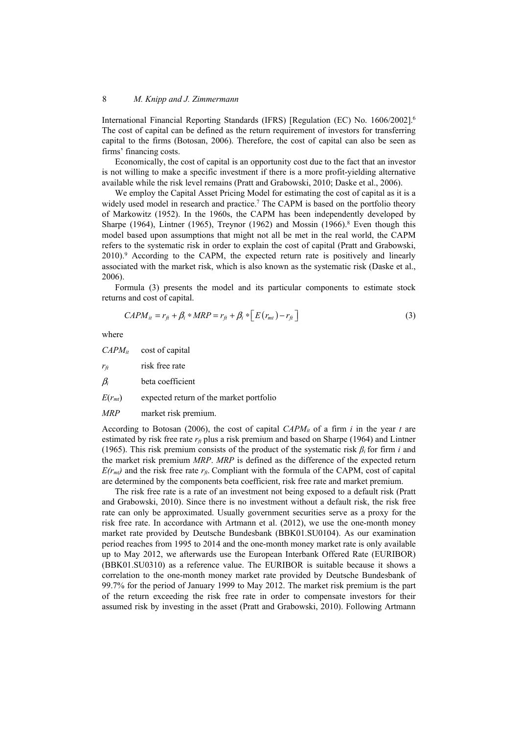International Financial Reporting Standards (IFRS) [Regulation (EC) No. 1606/2002].[6] The cost of capital can be defined as the return requirement of investors for transferring capital to the firms (Botosan, 2006). Therefore, the cost of capital can also be seen as firms' financing costs.

Economically, the cost of capital is an opportunity cost due to the fact that an investor is not willing to make a specific investment if there is a more profit-yielding alternative available while the risk level remains (Pratt and Grabowski, 2010; Daske et al., 2006).

We employ the Capital Asset Pricing Model for estimating the cost of capital as it is a widely used model in research and practice.[7] The CAPM is based on the portfolio theory of Markowitz (1952). In the 1960s, the CAPM has been independently developed by Sharpe (1964), Lintner (1965), Treynor (1962) and Mossin (1966).[8] Even though this model based upon assumptions that might not all be met in the real world, the CAPM refers to the systematic risk in order to explain the cost of capital (Pratt and Grabowski, 2010).[9] According to the CAPM, the expected return rate is positively and linearly associated with the market risk, which is also known as the systematic risk (Daske et al., 2006).

Formula (3) presents the model and its particular components to estimate stock returns and cost of capital.

$$CAPM_{it} = r_{ft} + \beta_i * MRP = r_{ft} + \beta_i * \left[ E(r_{mt}) - r_{ft} \right] \tag{3}$$

where

$CAPM_{it}$ cost of capital

$r_{ft}$ risk free rate

$\beta_i$ beta coefficient

$E(r_{mt})$ expected return of the market portfolio

$MRP$ market risk premium.

According to Botosan (2006), the cost of capital $CAPM_{it}$ of a firm $i$ in the year $t$ are estimated by risk free rate $r_{ft}$ plus a risk premium and based on Sharpe (1964) and Lintner (1965). This risk premium consists of the product of the systematic risk $\beta_i$ for firm $i$ and the market risk premium $MRP$. $MRP$ is defined as the difference of the expected return $E(r_{mt})$ and the risk free rate $r_{ft}$. Compliant with the formula of the CAPM, cost of capital are determined by the components beta coefficient, risk free rate and market premium.

The risk free rate is a rate of an investment not being exposed to a default risk (Pratt and Grabowski, 2010). Since there is no investment without a default risk, the risk free rate can only be approximated. Usually government securities serve as a proxy for the risk free rate. In accordance with Artmann et al. (2012), we use the one-month money market rate provided by Deutsche Bundesbank (BBK01.SU0104). As our examination period reaches from 1995 to 2014 and the one-month money market rate is only available up to May 2012, we afterwards use the European Interbank Offered Rate (EURIBOR) (BBK01.SU0310) as a reference value. The EURIBOR is suitable because it shows a correlation to the one-month money market rate provided by Deutsche Bundesbank of 99.7% for the period of January 1999 to May 2012. The market risk premium is the part of the return exceeding the risk free rate in order to compensate investors for their assumed risk by investing in the asset (Pratt and Grabowski, 2010). Following Artmann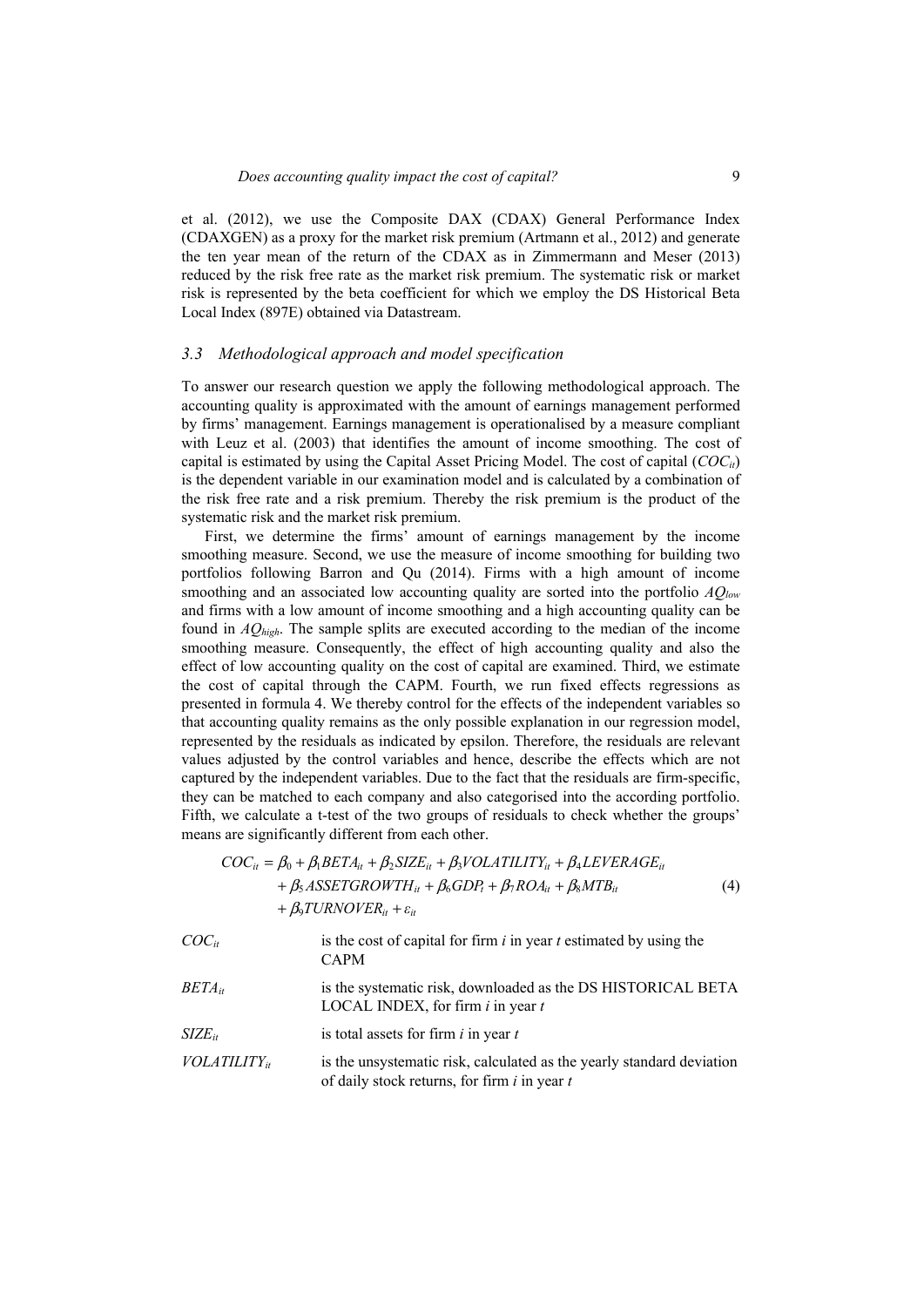et al. (2012), we use the Composite DAX (CDAX) General Performance Index (CDAXGEN) as a proxy for the market risk premium (Artmann et al., 2012) and generate the ten year mean of the return of the CDAX as in Zimmermann and Meser (2013) reduced by the risk free rate as the market risk premium. The systematic risk or market risk is represented by the beta coefficient for which we employ the DS Historical Beta Local Index (897E) obtained via Datastream.

### *3.3 Methodological approach and model specification*

To answer our research question we apply the following methodological approach. The accounting quality is approximated with the amount of earnings management performed by firms' management. Earnings management is operationalised by a measure compliant with Leuz et al. (2003) that identifies the amount of income smoothing. The cost of capital is estimated by using the Capital Asset Pricing Model. The cost of capital ($COC_{it}$) is the dependent variable in our examination model and is calculated by a combination of the risk free rate and a risk premium. Thereby the risk premium is the product of the systematic risk and the market risk premium.

First, we determine the firms' amount of earnings management by the income smoothing measure. Second, we use the measure of income smoothing for building two portfolios following Barron and Qu (2014). Firms with a high amount of income smoothing and an associated low accounting quality are sorted into the portfolio $AQ_{low}$ and firms with a low amount of income smoothing and a high accounting quality can be found in $AQ_{high}$. The sample splits are executed according to the median of the income smoothing measure. Consequently, the effect of high accounting quality and also the effect of low accounting quality on the cost of capital are examined. Third, we estimate the cost of capital through the CAPM. Fourth, we run fixed effects regressions as presented in formula 4. We thereby control for the effects of the independent variables so that accounting quality remains as the only possible explanation in our regression model, represented by the residuals as indicated by epsilon. Therefore, the residuals are relevant values adjusted by the control variables and hence, describe the effects which are not captured by the independent variables. Due to the fact that the residuals are firm-specific, they can be matched to each company and also categorised into the according portfolio. Fifth, we calculate a t-test of the two groups of residuals to check whether the groups' means are significantly different from each other.

$$
\begin{aligned}
COC_{it} = {} & \beta_0 + \beta_1 BETA_{it} + \beta_2 SIZE_{it} + \beta_3 VOLATILITY_{it} + \beta_4 LEVERAGE_{it} \\
& + \beta_5 ASSETGROWTH_{it} + \beta_6 GDP_t + \beta_7 ROA_{it} + \beta_8 MTB_{it} \\
& + \beta_9 TURNOVER_{it} + \varepsilon_{it}
\end{aligned}
\tag{4}
$$

$COC_{it}$ — is the cost of capital for firm *i* in year *t* estimated by using the CAPM

$BETA_{it}$ — is the systematic risk, downloaded as the DS HISTORICAL BETA LOCAL INDEX, for firm *i* in year *t*

$SIZE_{it}$ — is total assets for firm *i* in year *t*

$VOLATILITY_{it}$ — is the unsystematic risk, calculated as the yearly standard deviation of daily stock returns, for firm *i* in year *t*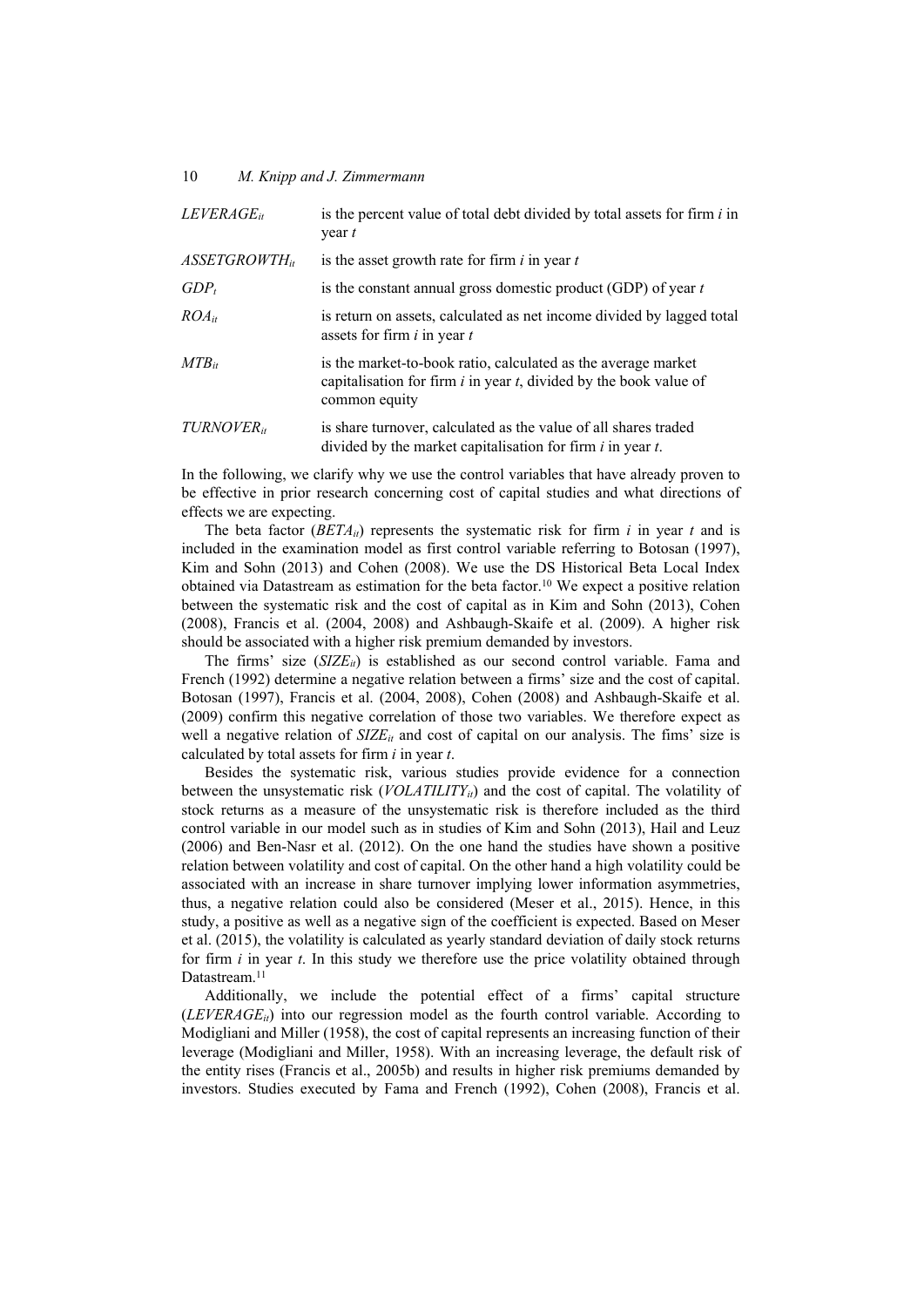| | |
|---|---|
| $LEVERAGE_{it}$ | is the percent value of total debt divided by total assets for firm *i* in year *t* |
| $ASSETGROWTH_{it}$ | is the asset growth rate for firm *i* in year *t* |
| $GDP_t$ | is the constant annual gross domestic product (GDP) of year *t* |
| $ROA_{it}$ | is return on assets, calculated as net income divided by lagged total assets for firm *i* in year *t* |
| $MTB_{it}$ | is the market-to-book ratio, calculated as the average market capitalisation for firm *i* in year *t*, divided by the book value of common equity |
| $TURNOVER_{it}$ | is share turnover, calculated as the value of all shares traded divided by the market capitalisation for firm *i* in year *t*. |

In the following, we clarify why we use the control variables that have already proven to be effective in prior research concerning cost of capital studies and what directions of effects we are expecting.

The beta factor ($BETA_{it}$) represents the systematic risk for firm *i* in year *t* and is included in the examination model as first control variable referring to Botosan (1997), Kim and Sohn (2013) and Cohen (2008). We use the DS Historical Beta Local Index obtained via Datastream as estimation for the beta factor.[10] We expect a positive relation between the systematic risk and the cost of capital as in Kim and Sohn (2013), Cohen (2008), Francis et al. (2004, 2008) and Ashbaugh-Skaife et al. (2009). A higher risk should be associated with a higher risk premium demanded by investors.

The firms' size ($SIZE_{it}$) is established as our second control variable. Fama and French (1992) determine a negative relation between a firms' size and the cost of capital. Botosan (1997), Francis et al. (2004, 2008), Cohen (2008) and Ashbaugh-Skaife et al. (2009) confirm this negative correlation of those two variables. We therefore expect as well a negative relation of $SIZE_{it}$ and cost of capital on our analysis. The fims' size is calculated by total assets for firm *i* in year *t*.

Besides the systematic risk, various studies provide evidence for a connection between the unsystematic risk ($VOLATILITY_{it}$) and the cost of capital. The volatility of stock returns as a measure of the unsystematic risk is therefore included as the third control variable in our model such as in studies of Kim and Sohn (2013), Hail and Leuz (2006) and Ben-Nasr et al. (2012). On the one hand the studies have shown a positive relation between volatility and cost of capital. On the other hand a high volatility could be associated with an increase in share turnover implying lower information asymmetries, thus, a negative relation could also be considered (Meser et al., 2015). Hence, in this study, a positive as well as a negative sign of the coefficient is expected. Based on Meser et al. (2015), the volatility is calculated as yearly standard deviation of daily stock returns for firm *i* in year *t*. In this study we therefore use the price volatility obtained through Datastream.[11]

Additionally, we include the potential effect of a firms' capital structure ($LEVERAGE_{it}$) into our regression model as the fourth control variable. According to Modigliani and Miller (1958), the cost of capital represents an increasing function of their leverage (Modigliani and Miller, 1958). With an increasing leverage, the default risk of the entity rises (Francis et al., 2005b) and results in higher risk premiums demanded by investors. Studies executed by Fama and French (1992), Cohen (2008), Francis et al.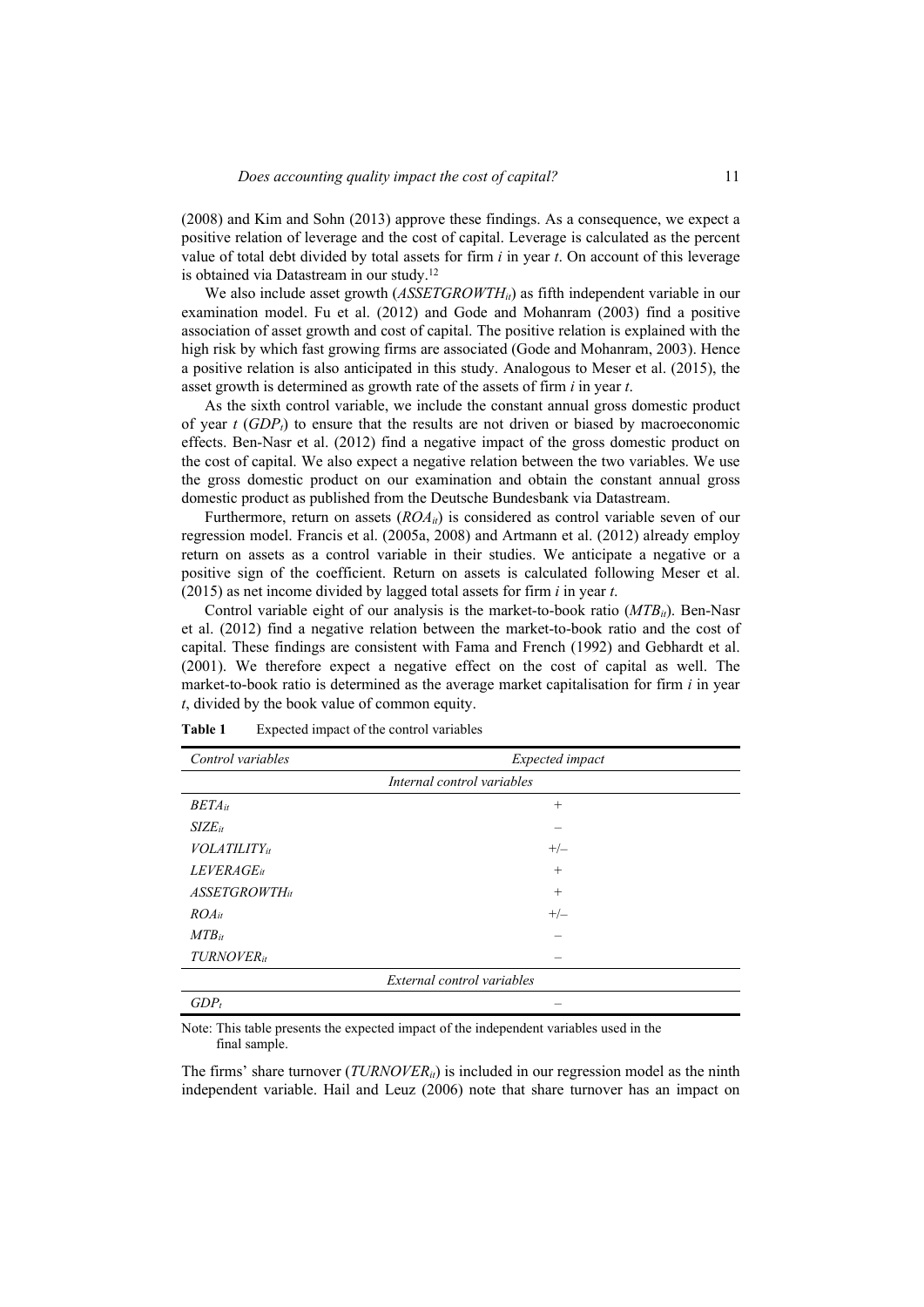(2008) and Kim and Sohn (2013) approve these findings. As a consequence, we expect a positive relation of leverage and the cost of capital. Leverage is calculated as the percent value of total debt divided by total assets for firm *i* in year *t*. On account of this leverage is obtained via Datastream in our study.[12]

We also include asset growth ($ASSETGROWTH_{it}$) as fifth independent variable in our examination model. Fu et al. (2012) and Gode and Mohanram (2003) find a positive association of asset growth and cost of capital. The positive relation is explained with the high risk by which fast growing firms are associated (Gode and Mohanram, 2003). Hence a positive relation is also anticipated in this study. Analogous to Meser et al. (2015), the asset growth is determined as growth rate of the assets of firm *i* in year *t*.

As the sixth control variable, we include the constant annual gross domestic product of year *t* ($GDP_t$) to ensure that the results are not driven or biased by macroeconomic effects. Ben-Nasr et al. (2012) find a negative impact of the gross domestic product on the cost of capital. We also expect a negative relation between the two variables. We use the gross domestic product on our examination and obtain the constant annual gross domestic product as published from the Deutsche Bundesbank via Datastream.

Furthermore, return on assets ($ROA_{it}$) is considered as control variable seven of our regression model. Francis et al. (2005a, 2008) and Artmann et al. (2012) already employ return on assets as a control variable in their studies. We anticipate a negative or a positive sign of the coefficient. Return on assets is calculated following Meser et al. (2015) as net income divided by lagged total assets for firm *i* in year *t*.

Control variable eight of our analysis is the market-to-book ratio ($MTB_{it}$). Ben-Nasr et al. (2012) find a negative relation between the market-to-book ratio and the cost of capital. These findings are consistent with Fama and French (1992) and Gebhardt et al. (2001). We therefore expect a negative effect on the cost of capital as well. The market-to-book ratio is determined as the average market capitalisation for firm *i* in year *t*, divided by the book value of common equity.

**Table 1** Expected impact of the control variables

| *Control variables* | *Expected impact* |
|---|---|
| | *Internal control variables* |
| $BETA_{it}$ | + |
| $SIZE_{it}$ | – |
| $VOLATILITY_{it}$ | +/– |
| $LEVERAGE_{it}$ | + |
| $ASSETGROWTH_{it}$ | + |
| $ROA_{it}$ | +/– |
| $MTB_{it}$ | – |
| $TURNOVER_{it}$ | – |
| | *External control variables* |
| $GDP_t$ | – |

Note: This table presents the expected impact of the independent variables used in the final sample.

The firms' share turnover ($TURNOVER_{it}$) is included in our regression model as the ninth independent variable. Hail and Leuz (2006) note that share turnover has an impact on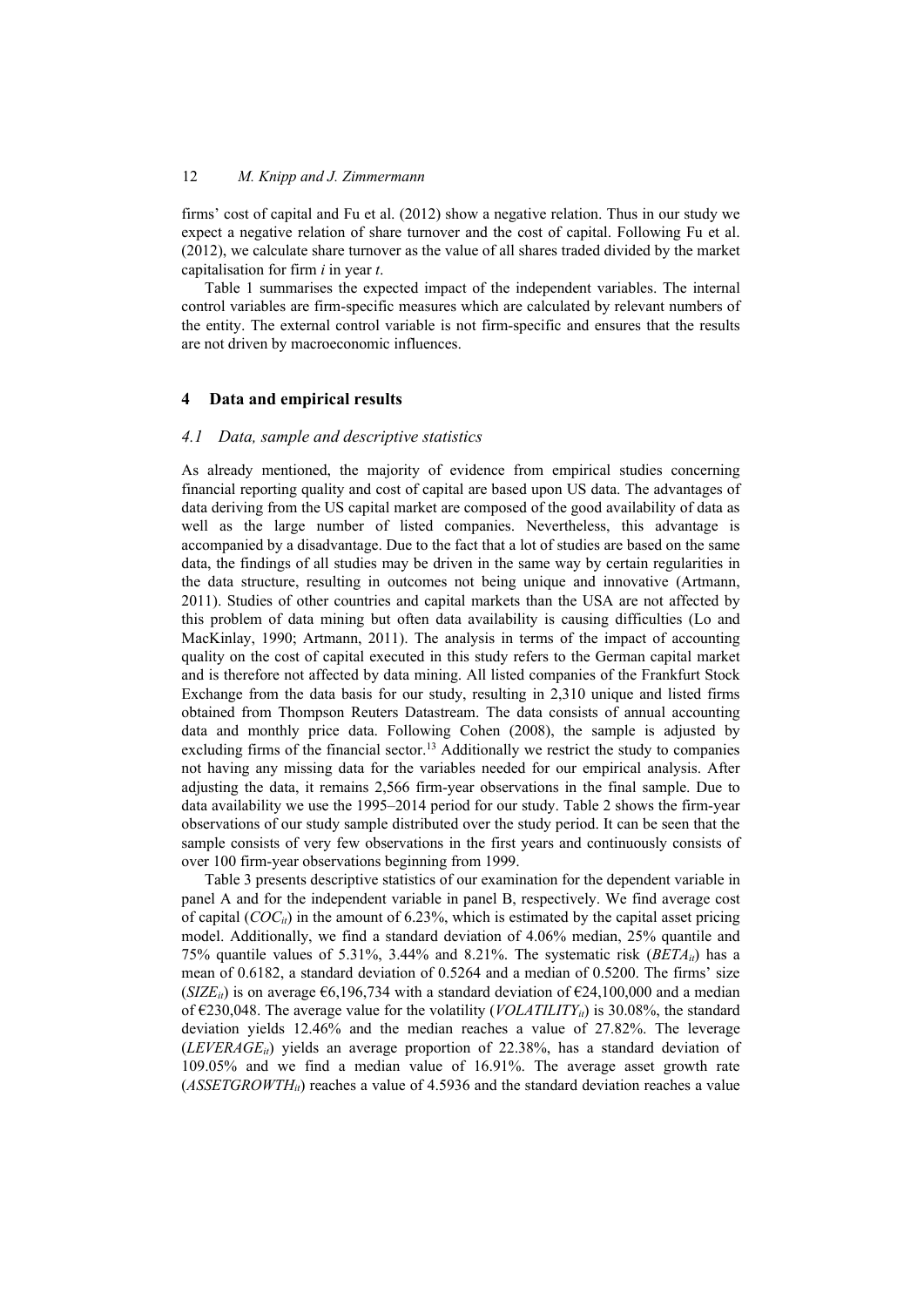firms' cost of capital and Fu et al. (2012) show a negative relation. Thus in our study we expect a negative relation of share turnover and the cost of capital. Following Fu et al. (2012), we calculate share turnover as the value of all shares traded divided by the market capitalisation for firm *i* in year *t*.

Table 1 summarises the expected impact of the independent variables. The internal control variables are firm-specific measures which are calculated by relevant numbers of the entity. The external control variable is not firm-specific and ensures that the results are not driven by macroeconomic influences.

## 4 Data and empirical results

### 4.1 Data, sample and descriptive statistics

As already mentioned, the majority of evidence from empirical studies concerning financial reporting quality and cost of capital are based upon US data. The advantages of data deriving from the US capital market are composed of the good availability of data as well as the large number of listed companies. Nevertheless, this advantage is accompanied by a disadvantage. Due to the fact that a lot of studies are based on the same data, the findings of all studies may be driven in the same way by certain regularities in the data structure, resulting in outcomes not being unique and innovative (Artmann, 2011). Studies of other countries and capital markets than the USA are not affected by this problem of data mining but often data availability is causing difficulties (Lo and MacKinlay, 1990; Artmann, 2011). The analysis in terms of the impact of accounting quality on the cost of capital executed in this study refers to the German capital market and is therefore not affected by data mining. All listed companies of the Frankfurt Stock Exchange from the data basis for our study, resulting in 2,310 unique and listed firms obtained from Thompson Reuters Datastream. The data consists of annual accounting data and monthly price data. Following Cohen (2008), the sample is adjusted by excluding firms of the financial sector.[13] Additionally we restrict the study to companies not having any missing data for the variables needed for our empirical analysis. After adjusting the data, it remains 2,566 firm-year observations in the final sample. Due to data availability we use the 1995–2014 period for our study. Table 2 shows the firm-year observations of our study sample distributed over the study period. It can be seen that the sample consists of very few observations in the first years and continuously consists of over 100 firm-year observations beginning from 1999.

Table 3 presents descriptive statistics of our examination for the dependent variable in panel A and for the independent variable in panel B, respectively. We find average cost of capital ($COC_{it}$) in the amount of 6.23%, which is estimated by the capital asset pricing model. Additionally, we find a standard deviation of 4.06% median, 25% quantile and 75% quantile values of 5.31%, 3.44% and 8.21%. The systematic risk ($BETA_{it}$) has a mean of 0.6182, a standard deviation of 0.5264 and a median of 0.5200. The firms' size ($SIZE_{it}$) is on average €6,196,734 with a standard deviation of €24,100,000 and a median of €230,048. The average value for the volatility ($VOLATILITY_{it}$) is 30.08%, the standard deviation yields 12.46% and the median reaches a value of 27.82%. The leverage ($LEVERAGE_{it}$) yields an average proportion of 22.38%, has a standard deviation of 109.05% and we find a median value of 16.91%. The average asset growth rate ($ASSETGROWTH_{it}$) reaches a value of 4.5936 and the standard deviation reaches a value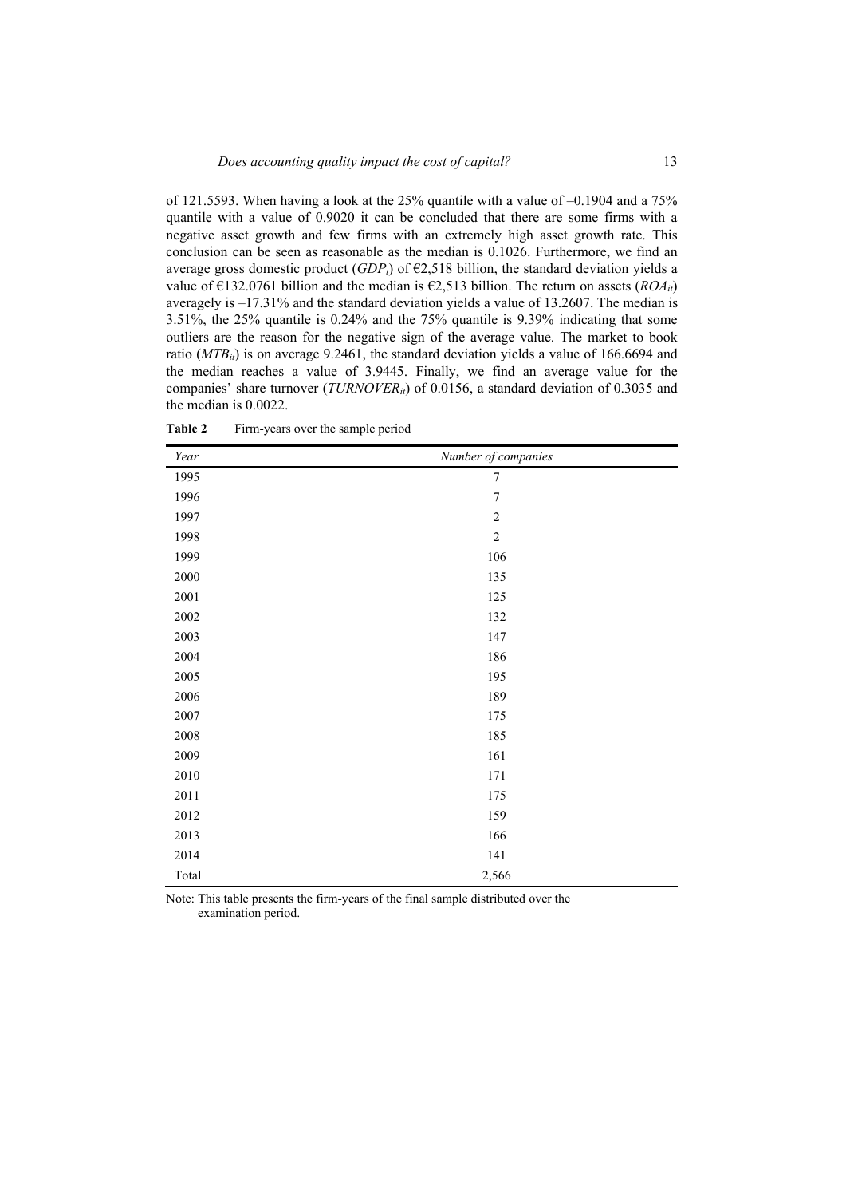of 121.5593. When having a look at the 25% quantile with a value of –0.1904 and a 75% quantile with a value of 0.9020 it can be concluded that there are some firms with a negative asset growth and few firms with an extremely high asset growth rate. This conclusion can be seen as reasonable as the median is 0.1026. Furthermore, we find an average gross domestic product ($GDP_t$) of €2,518 billion, the standard deviation yields a value of €132.0761 billion and the median is €2,513 billion. The return on assets ($ROA_{it}$) averagely is –17.31% and the standard deviation yields a value of 13.2607. The median is 3.51%, the 25% quantile is 0.24% and the 75% quantile is 9.39% indicating that some outliers are the reason for the negative sign of the average value. The market to book ratio ($MTB_{it}$) is on average 9.2461, the standard deviation yields a value of 166.6694 and the median reaches a value of 3.9445. Finally, we find an average value for the companies' share turnover ($TURNOVER_{it}$) of 0.0156, a standard deviation of 0.3035 and the median is 0.0022.

**Table 2** Firm-years over the sample period

| *Year* | *Number of companies* |
|---|---|
| 1995 | 7 |
| 1996 | 7 |
| 1997 | 2 |
| 1998 | 2 |
| 1999 | 106 |
| 2000 | 135 |
| 2001 | 125 |
| 2002 | 132 |
| 2003 | 147 |
| 2004 | 186 |
| 2005 | 195 |
| 2006 | 189 |
| 2007 | 175 |
| 2008 | 185 |
| 2009 | 161 |
| 2010 | 171 |
| 2011 | 175 |
| 2012 | 159 |
| 2013 | 166 |
| 2014 | 141 |
| Total | 2,566 |

Note: This table presents the firm-years of the final sample distributed over the examination period.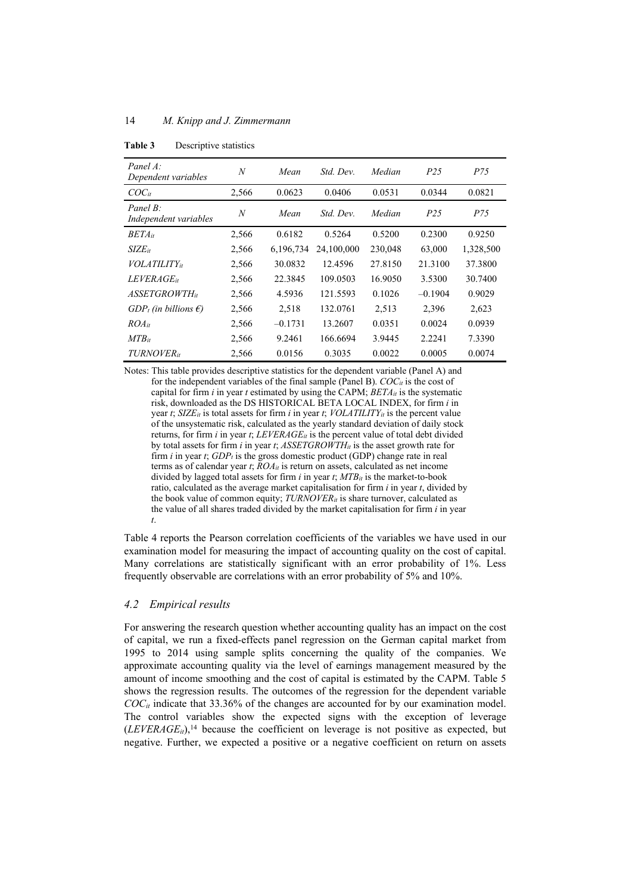**Table 3** Descriptive statistics

| *Panel A: Dependent variables* | *N* | *Mean* | *Std. Dev.* | *Median* | *P25* | *P75* |
|---|---|---|---|---|---|---|
| $COC_{it}$ | 2,566 | 0.0623 | 0.0406 | 0.0531 | 0.0344 | 0.0821 |
| *Panel B: Independent variables* | *N* | *Mean* | *Std. Dev.* | *Median* | *P25* | *P75* |
| $BETA_{it}$ | 2,566 | 0.6182 | 0.5264 | 0.5200 | 0.2300 | 0.9250 |
| $SIZE_{it}$ | 2,566 | 6,196,734 | 24,100,000 | 230,048 | 63,000 | 1,328,500 |
| $VOLATILITY_{it}$ | 2,566 | 30.0832 | 12.4596 | 27.8150 | 21.3100 | 37.3800 |
| $LEVERAGE_{it}$ | 2,566 | 22.3845 | 109.0503 | 16.9050 | 3.5300 | 30.7400 |
| $ASSETGROWTH_{it}$ | 2,566 | 4.5936 | 121.5593 | 0.1026 | –0.1904 | 0.9029 |
| $GDP_t$ *(in billions €)* | 2,566 | 2,518 | 132.0761 | 2,513 | 2,396 | 2,623 |
| $ROA_{it}$ | 2,566 | –0.1731 | 13.2607 | 0.0351 | 0.0024 | 0.0939 |
| $MTB_{it}$ | 2,566 | 9.2461 | 166.6694 | 3.9445 | 2.2241 | 7.3390 |
| $TURNOVER_{it}$ | 2,566 | 0.0156 | 0.3035 | 0.0022 | 0.0005 | 0.0074 |

Notes: This table provides descriptive statistics for the dependent variable (Panel A) and for the independent variables of the final sample (Panel B). $COC_{it}$ is the cost of capital for firm *i* in year *t* estimated by using the CAPM; $BETA_{it}$ is the systematic risk, downloaded as the DS HISTORICAL BETA LOCAL INDEX, for firm *i* in year *t*; $SIZE_{it}$ is total assets for firm *i* in year *t*; $VOLATILITY_{it}$ is the percent value of the unsystematic risk, calculated as the yearly standard deviation of daily stock returns, for firm *i* in year *t*; $LEVERAGE_{it}$ is the percent value of total debt divided by total assets for firm *i* in year *t*; $ASSETGROWTH_{it}$ is the asset growth rate for firm *i* in year *t*; $GDP_t$ is the gross domestic product (GDP) change rate in real terms as of calendar year *t*; $ROA_{it}$ is return on assets, calculated as net income divided by lagged total assets for firm *i* in year *t*; $MTB_{it}$ is the market-to-book ratio, calculated as the average market capitalisation for firm *i* in year *t*, divided by the book value of common equity; $TURNOVER_{it}$ is share turnover, calculated as the value of all shares traded divided by the market capitalisation for firm *i* in year *t*.

Table 4 reports the Pearson correlation coefficients of the variables we have used in our examination model for measuring the impact of accounting quality on the cost of capital. Many correlations are statistically significant with an error probability of 1%. Less frequently observable are correlations with an error probability of 5% and 10%.

### 4.2 Empirical results

For answering the research question whether accounting quality has an impact on the cost of capital, we run a fixed-effects panel regression on the German capital market from 1995 to 2014 using sample splits concerning the quality of the companies. We approximate accounting quality via the level of earnings management measured by the amount of income smoothing and the cost of capital is estimated by the CAPM. Table 5 shows the regression results. The outcomes of the regression for the dependent variable $COC_{it}$ indicate that 33.36% of the changes are accounted for by our examination model. The control variables show the expected signs with the exception of leverage ($LEVERAGE_{it}$),[14] because the coefficient on leverage is not positive as expected, but negative. Further, we expected a positive or a negative coefficient on return on assets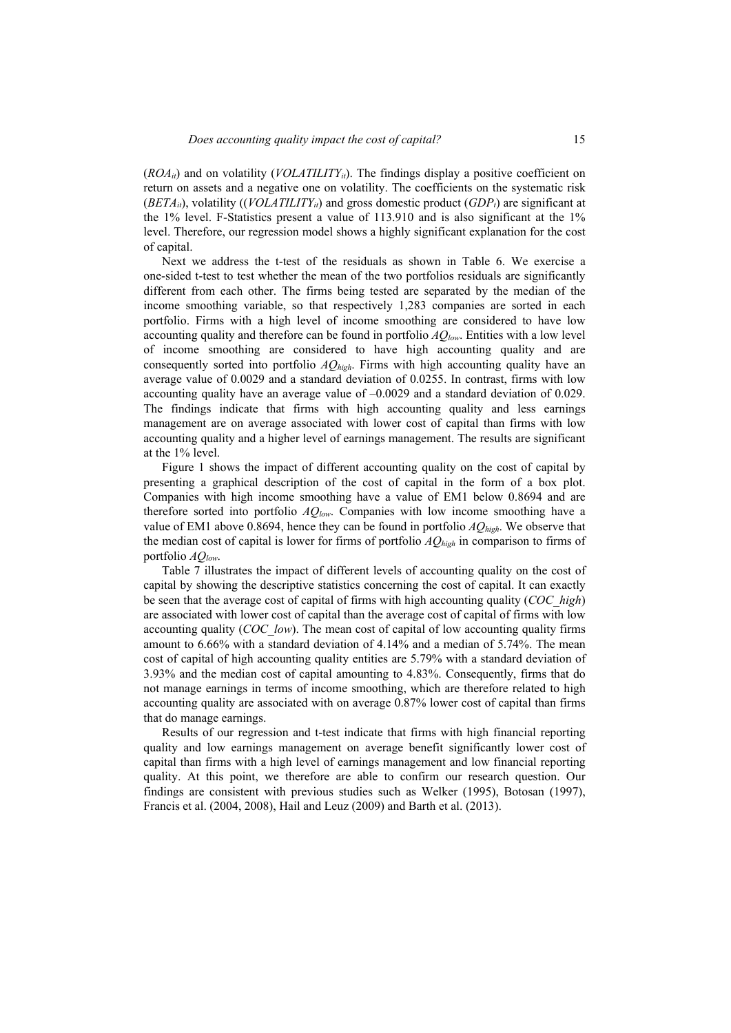($ROA_{it}$) and on volatility ($VOLATILITY_{it}$). The findings display a positive coefficient on return on assets and a negative one on volatility. The coefficients on the systematic risk ($BETA_{it}$), volatility (($VOLATILITY_{it}$) and gross domestic product ($GDP_t$) are significant at the 1% level. F-Statistics present a value of 113.910 and is also significant at the 1% level. Therefore, our regression model shows a highly significant explanation for the cost of capital.

Next we address the t-test of the residuals as shown in Table 6. We exercise a one-sided t-test to test whether the mean of the two portfolios residuals are significantly different from each other. The firms being tested are separated by the median of the income smoothing variable, so that respectively 1,283 companies are sorted in each portfolio. Firms with a high level of income smoothing are considered to have low accounting quality and therefore can be found in portfolio $AQ_{low}$. Entities with a low level of income smoothing are considered to have high accounting quality and are consequently sorted into portfolio $AQ_{high}$. Firms with high accounting quality have an average value of 0.0029 and a standard deviation of 0.0255. In contrast, firms with low accounting quality have an average value of –0.0029 and a standard deviation of 0.029. The findings indicate that firms with high accounting quality and less earnings management are on average associated with lower cost of capital than firms with low accounting quality and a higher level of earnings management. The results are significant at the 1% level.

Figure 1 shows the impact of different accounting quality on the cost of capital by presenting a graphical description of the cost of capital in the form of a box plot. Companies with high income smoothing have a value of EM1 below 0.8694 and are therefore sorted into portfolio $AQ_{low}$. Companies with low income smoothing have a value of EM1 above 0.8694, hence they can be found in portfolio $AQ_{high}$. We observe that the median cost of capital is lower for firms of portfolio $AQ_{high}$ in comparison to firms of portfolio $AQ_{low}$.

Table 7 illustrates the impact of different levels of accounting quality on the cost of capital by showing the descriptive statistics concerning the cost of capital. It can exactly be seen that the average cost of capital of firms with high accounting quality (*COC_high*) are associated with lower cost of capital than the average cost of capital of firms with low accounting quality (*COC_low*). The mean cost of capital of low accounting quality firms amount to 6.66% with a standard deviation of 4.14% and a median of 5.74%. The mean cost of capital of high accounting quality entities are 5.79% with a standard deviation of 3.93% and the median cost of capital amounting to 4.83%. Consequently, firms that do not manage earnings in terms of income smoothing, which are therefore related to high accounting quality are associated with on average 0.87% lower cost of capital than firms that do manage earnings.

Results of our regression and t-test indicate that firms with high financial reporting quality and low earnings management on average benefit significantly lower cost of capital than firms with a high level of earnings management and low financial reporting quality. At this point, we therefore are able to confirm our research question. Our findings are consistent with previous studies such as Welker (1995), Botosan (1997), Francis et al. (2004, 2008), Hail and Leuz (2009) and Barth et al. (2013).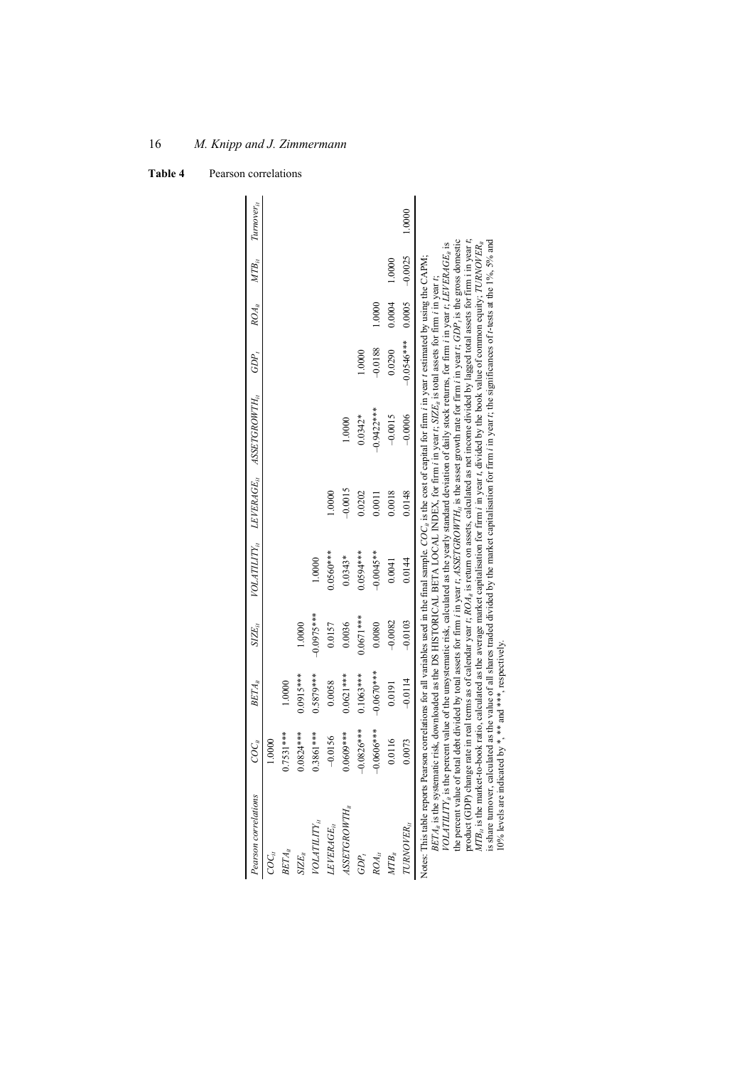**Table 4** Pearson correlations

| Pearson correlations | $COC_{it}$ | $BETA_{it}$ | $SIZE_{it}$ | $VOLATILITY_{it}$ | $LEVERAGE_{it}$ | $ASSETGROWTH_{it}$ | $GDP_t$ | $ROA_{it}$ | $MTB_{it}$ | $Turnover_{it}$ |
|---|---|---|---|---|---|---|---|---|---|---|
| $COC_{it}$ | 1.0000 | | | | | | | | | |
| $BETA_{it}$ | 0.7531*** | 1.0000 | | | | | | | | |
| $SIZE_{it}$ | 0.0824*** | 0.0915*** | 1.0000 | | | | | | | |
| $VOLATILITY_{it}$ | 0.3861*** | 0.5879*** | −0.0975*** | 1.0000 | | | | | | |
| $LEVERAGE_{it}$ | −0.0156 | 0.0058 | 0.0157 | 0.0560*** | 1.0000 | | | | | |
| $ASSETGROWTH_{it}$ | 0.0609*** | 0.0621*** | 0.0036 | 0.0343* | −0.0015 | 1.0000 | | | | |
| $GDP_t$ | −0.0826*** | 0.1063*** | 0.0671*** | 0.0594*** | 0.0202 | 0.0342* | 1.0000 | | | |
| $ROA_{it}$ | −0.0606*** | −0.0670*** | 0.0080 | −0.0045** | 0.0011 | −0.9422*** | −0.0188 | 1.0000 | | |
| $MTB_{it}$ | 0.0116 | 0.0191 | −0.0082 | 0.0041 | 0.0018 | −0.0015 | 0.0290 | 0.0004 | 1.0000 | |
| $TURNOVER_{it}$ | 0.0073 | −0.0114 | −0.0103 | 0.0144 | 0.0148 | −0.0006 | −0.0546*** | 0.0005 | −0.0025 | 1.0000 |

Notes: This table reports Pearson correlations for all variables used in the final sample. $COC_{it}$ is the cost of capital for firm *i* in year *t* estimated by using the CAPM; $BETA_{it}$ is the systematic risk, downloaded as the DS HISTORICAL BETA LOCAL INDEX, for firm *i* in year *t*; $SIZE_{it}$ is total assets for firm *i* in year *t*; $VOLATILITY_{it}$ is the percent value of the unsystematic risk, calculated as the yearly standard deviation of daily stock returns, for firm *i* in year *t*; $LEVERAGE_{it}$ is the percent value of total debt divided by total assets for firm *i* in year *t*; $ASSETGROWTH_{it}$ is the asset growth rate for firm *i* in year *t*; $GDP_t$ is the gross domestic product (GDP) change rate in real terms as of calendar year *t*; $ROA_{it}$ is return on assets, calculated as net income divided by lagged total assets for firm i in year *t*; $MTB_{it}$ is the market-to-book ratio, calculated as the average market capitalisation for firm *i* in year *t*, divided by the book value of common equity; $TURNOVER_{it}$ is share turnover, calculated as the value of all shares traded divided by the market capitalisation for firm *i* in year *t*; the significances of *t*-tests at the 1%, 5% and 10% levels are indicated by *, ** and ***, respectively.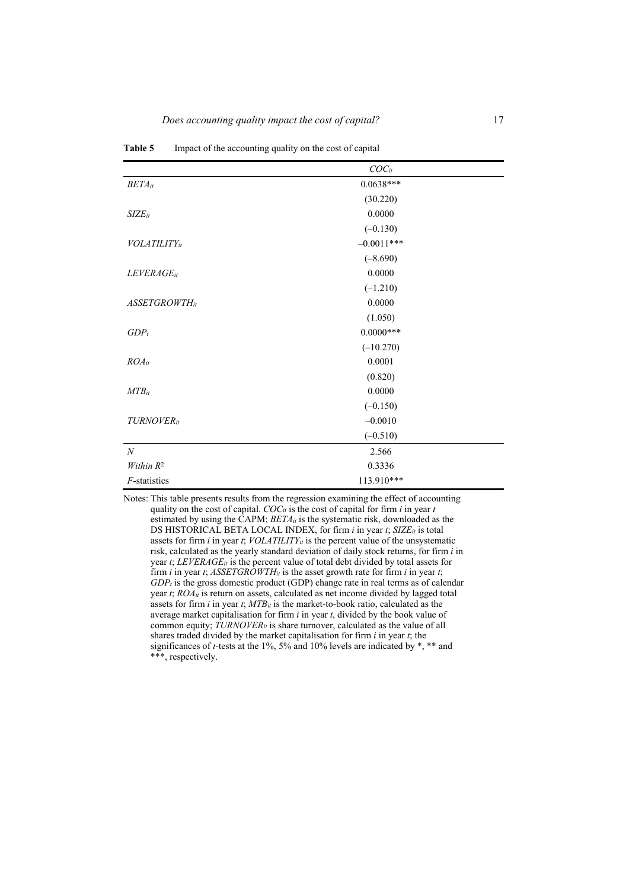**Table 5** Impact of the accounting quality on the cost of capital

| | $COC_{it}$ |
|---|---|
| $BETA_{it}$ | 0.0638*** |
| | (30.220) |
| $SIZE_{it}$ | 0.0000 |
| | (–0.130) |
| $VOLATILITY_{it}$ | –0.0011*** |
| | (–8.690) |
| $LEVERAGE_{it}$ | 0.0000 |
| | (–1.210) |
| $ASSETGROWTH_{it}$ | 0.0000 |
| | (1.050) |
| $GDP_t$ | 0.0000*** |
| | (–10.270) |
| $ROA_{it}$ | 0.0001 |
| | (0.820) |
| $MTB_{it}$ | 0.0000 |
| | (–0.150) |
| $TURNOVER_{it}$ | –0.0010 |
| | (–0.510) |
| $N$ | 2.566 |
| *Within* $R^2$ | 0.3336 |
| $F$-statistics | 113.910*** |

Notes: This table presents results from the regression examining the effect of accounting quality on the cost of capital. $COC_{it}$ is the cost of capital for firm $i$ in year $t$ estimated by using the CAPM; $BETA_{it}$ is the systematic risk, downloaded as the DS HISTORICAL BETA LOCAL INDEX, for firm $i$ in year $t$; $SIZE_{it}$ is total assets for firm $i$ in year $t$; $VOLATILITY_{it}$ is the percent value of the unsystematic risk, calculated as the yearly standard deviation of daily stock returns, for firm $i$ in year $t$; $LEVERAGE_{it}$ is the percent value of total debt divided by total assets for firm $i$ in year $t$; $ASSETGROWTH_{it}$ is the asset growth rate for firm $i$ in year $t$; $GDP_t$ is the gross domestic product (GDP) change rate in real terms as of calendar year $t$; $ROA_{it}$ is return on assets, calculated as net income divided by lagged total assets for firm $i$ in year $t$; $MTB_{it}$ is the market-to-book ratio, calculated as the average market capitalisation for firm $i$ in year $t$, divided by the book value of common equity; $TURNOVER_{it}$ is share turnover, calculated as the value of all shares traded divided by the market capitalisation for firm $i$ in year $t$; the significances of $t$-tests at the 1%, 5% and 10% levels are indicated by *, ** and ***, respectively.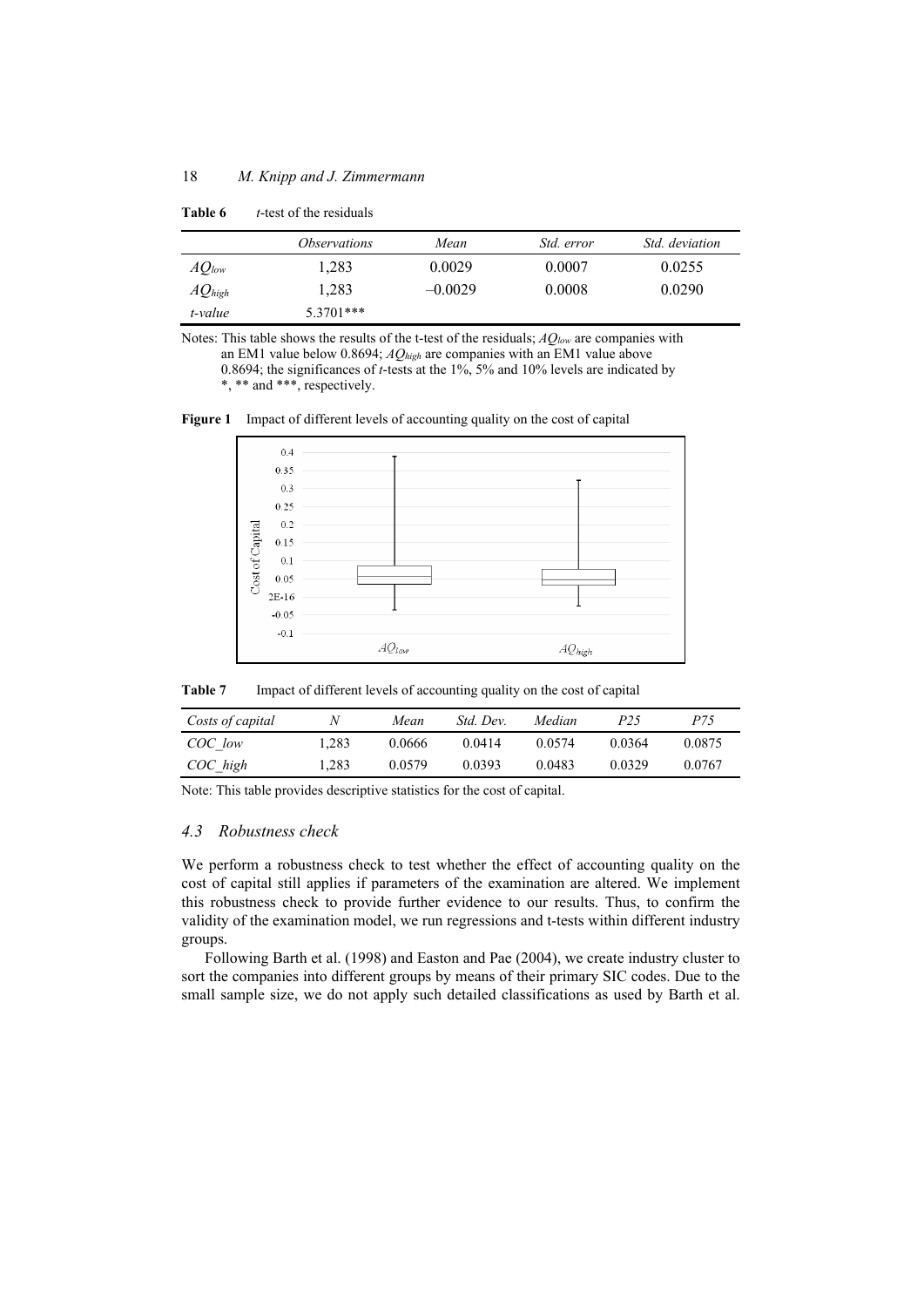**Table 6** *t*-test of the residuals

| | *Observations* | *Mean* | *Std. error* | *Std. deviation* |
|---|---|---|---|---|
| $AQ_{low}$ | 1,283 | 0.0029 | 0.0007 | 0.0255 |
| $AQ_{high}$ | 1,283 | –0.0029 | 0.0008 | 0.0290 |
| *t-value* | 5.3701*** | | | |

Notes: This table shows the results of the t-test of the residuals; $AQ_{low}$ are companies with an EM1 value below 0.8694; $AQ_{high}$ are companies with an EM1 value above 0.8694; the significances of *t*-tests at the 1%, 5% and 10% levels are indicated by *, ** and ***, respectively.

**Figure 1** Impact of different levels of accounting quality on the cost of capital

**Table 7** Impact of different levels of accounting quality on the cost of capital

| *Costs of capital* | *N* | *Mean* | *Std. Dev.* | *Median* | *P25* | *P75* |
|---|---|---|---|---|---|---|
| *COC_low* | 1,283 | 0.0666 | 0.0414 | 0.0574 | 0.0364 | 0.0875 |
| *COC_high* | 1,283 | 0.0579 | 0.0393 | 0.0483 | 0.0329 | 0.0767 |

Note: This table provides descriptive statistics for the cost of capital.

### *4.3 Robustness check*

We perform a robustness check to test whether the effect of accounting quality on the cost of capital still applies if parameters of the examination are altered. We implement this robustness check to provide further evidence to our results. Thus, to confirm the validity of the examination model, we run regressions and t-tests within different industry groups.

Following Barth et al. (1998) and Easton and Pae (2004), we create industry cluster to sort the companies into different groups by means of their primary SIC codes. Due to the small sample size, we do not apply such detailed classifications as used by Barth et al.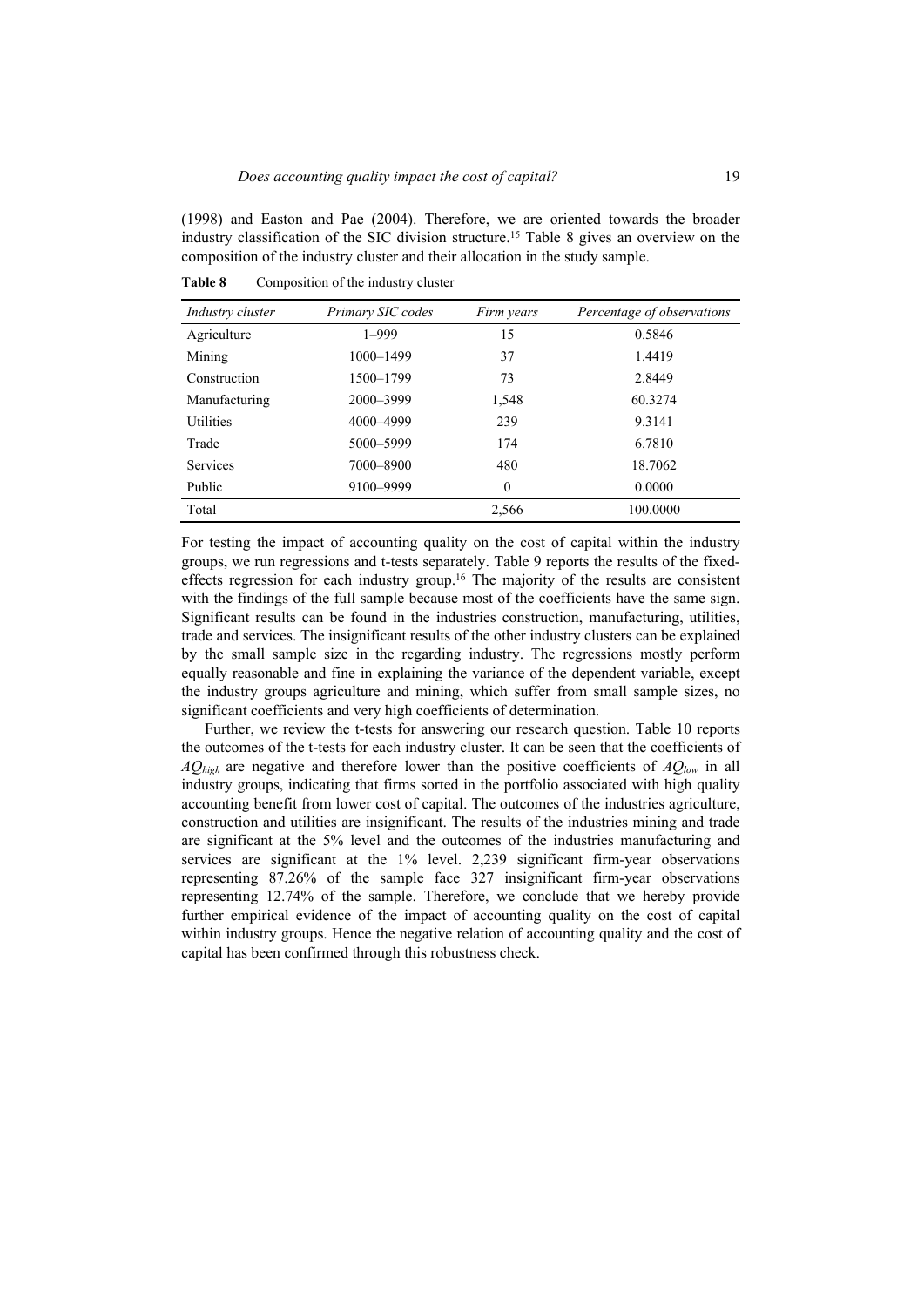(1998) and Easton and Pae (2004). Therefore, we are oriented towards the broader industry classification of the SIC division structure.[15] Table 8 gives an overview on the composition of the industry cluster and their allocation in the study sample.

**Table 8** Composition of the industry cluster

| *Industry cluster* | *Primary SIC codes* | *Firm years* | *Percentage of observations* |
|---|---|---|---|
| Agriculture | 1–999 | 15 | 0.5846 |
| Mining | 1000–1499 | 37 | 1.4419 |
| Construction | 1500–1799 | 73 | 2.8449 |
| Manufacturing | 2000–3999 | 1,548 | 60.3274 |
| Utilities | 4000–4999 | 239 | 9.3141 |
| Trade | 5000–5999 | 174 | 6.7810 |
| Services | 7000–8900 | 480 | 18.7062 |
| Public | 9100–9999 | 0 | 0.0000 |
| Total | | 2,566 | 100.0000 |

For testing the impact of accounting quality on the cost of capital within the industry groups, we run regressions and t-tests separately. Table 9 reports the results of the fixed-effects regression for each industry group.[16] The majority of the results are consistent with the findings of the full sample because most of the coefficients have the same sign. Significant results can be found in the industries construction, manufacturing, utilities, trade and services. The insignificant results of the other industry clusters can be explained by the small sample size in the regarding industry. The regressions mostly perform equally reasonable and fine in explaining the variance of the dependent variable, except the industry groups agriculture and mining, which suffer from small sample sizes, no significant coefficients and very high coefficients of determination.

Further, we review the t-tests for answering our research question. Table 10 reports the outcomes of the t-tests for each industry cluster. It can be seen that the coefficients of $AQ_{high}$ are negative and therefore lower than the positive coefficients of $AQ_{low}$ in all industry groups, indicating that firms sorted in the portfolio associated with high quality accounting benefit from lower cost of capital. The outcomes of the industries agriculture, construction and utilities are insignificant. The results of the industries mining and trade are significant at the 5% level and the outcomes of the industries manufacturing and services are significant at the 1% level. 2,239 significant firm-year observations representing 87.26% of the sample face 327 insignificant firm-year observations representing 12.74% of the sample. Therefore, we conclude that we hereby provide further empirical evidence of the impact of accounting quality on the cost of capital within industry groups. Hence the negative relation of accounting quality and the cost of capital has been confirmed through this robustness check.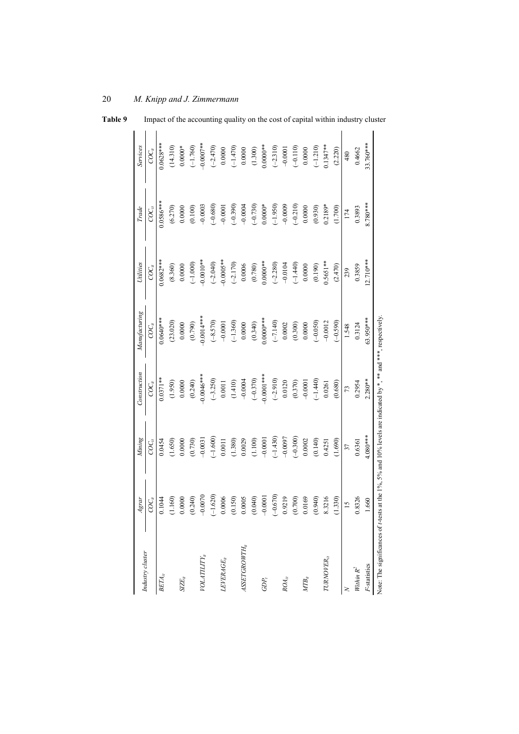**Table 9** Impact of the accounting quality on the cost of capital within industry cluster

| Industry cluster | Agrar | Mining | Construction | Manufacturing | Utilities | Trade | Services |
|---|---|---|---|---|---|---|---|
| | $COC_{it}$ | $COC_{it}$ | $COC_{it}$ | $COC_{it}$ | $COC_{it}$ | $COC_{it}$ | $COC_{it}$ |
| $BETA_{it}$ | 0.1044 | 0.0454 | 0.0371** | 0.0640*** | 0.0682*** | 0.0586*** | 0.0628*** |
| | (1.160) | (1.650) | (1.950) | (23.020) | (8.360) | (6.270) | (14.310) |
| $SIZE_{it}$ | 0.0000 | 0.0000 | 0.0000 | 0.0000 | 0.0000 | 0.0000 | 0.0000* |
| | (0.240) | (0.730) | (0.240) | (0.790) | (–1.000) | (0.100) | (–1.760) |
| $VOLATILITY_{it}$ | –0.0070 | –0.0031 | –0.0046*** | –0.0014*** | –0.0010** | –0.0003 | –0.0007** |
| | (–1.620) | (–1.600) | (–3.250) | (–8.570) | (–2.040) | (–0.680) | (–2.470) |
| $LEVERAGE_{it}$ | 0.0006 | 0.0011 | 0.0011 | –0.0001 | –0.0005** | –0.0001 | 0.0000 |
| | (0.150) | (1.380) | (1.410) | (–1.360) | (–2.170) | (–0.390) | (–1.470) |
| $ASSETGROWTH_{it}$ | 0.0005 | 0.0029 | –0.0004 | 0.0000 | 0.0006 | –0.0004 | 0.0000 |
| | (0.040) | (1.100) | (–0.370) | (0.340) | (0.780) | (–0.730) | (1.300) |
| $GDP_t$ | –0.0001 | –0.0001 | –0.0001*** | 0.0000*** | 0.0000** | 0.0000* | 0.0000** |
| | (–0.670) | (–1.430) | (–2.910) | (–7.140) | (–2.280) | (–1.950) | (–2.310) |
| $ROA_{it}$ | 0.9219 | –0.0097 | 0.0120 | 0.0002 | –0.0104 | –0.0009 | –0.0001 |
| | (0.700) | (–0.300) | (0.370) | (0.300) | (–1.440) | (–0.210) | (–0.110) |
| $MTB_{it}$ | 0.0169 | 0.0002 | –0.0001 | 0.0000 | 0.0000 | 0.0000 | 0.0000 |
| | (0.940) | (0.140) | (–1.440) | (–0.050) | (0.190) | (0.930) | (–1.210) |
| $TURNOVER_{it}$ | 8.3216 | 0.4251 | 0.0261 | –0.0012 | 0.5651** | 0.2189* | 0.1347** |
| | (1.330) | (1.690) | (0.680) | (–0.590) | (2.470) | (1.700) | (2.220) |
| $N$ | 15 | 37 | 73 | 1.548 | 239 | 174 | 480 |
| Within $R^2$ | 0.8326 | 0.6361 | 0.2954 | 0.3124 | 0.3859 | 0.3893 | 0.4662 |
| $F$-statistics | 1.660 | 4.080*** | 2.280** | 63.950*** | 12.710*** | 8.780*** | 33.760*** |

Note: The significances of $t$-tests at the 1%, 5% and 10% levels are indicated by *, ** and ***, respectively.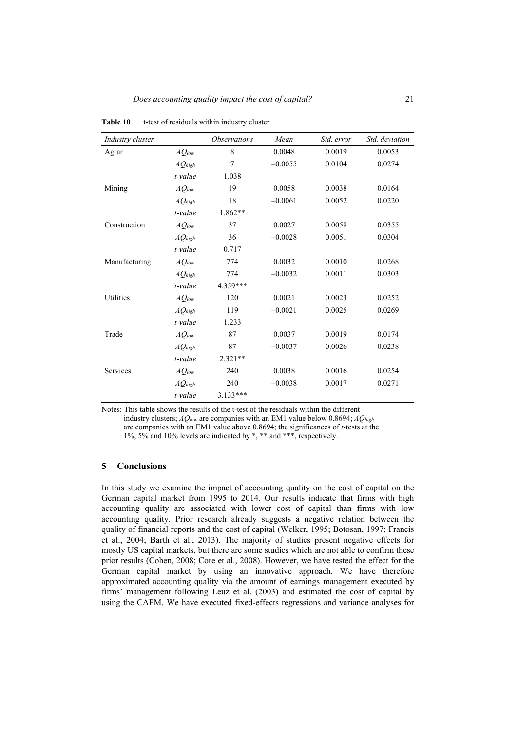**Table 10** t-test of residuals within industry cluster

| *Industry cluster* | | *Observations* | *Mean* | *Std. error* | *Std. deviation* |
|---|---|---|---|---|---|
| Agrar | $AQ_{low}$ | 8 | 0.0048 | 0.0019 | 0.0053 |
| | $AQ_{high}$ | 7 | –0.0055 | 0.0104 | 0.0274 |
| | *t-value* | 1.038 | | | |
| Mining | $AQ_{low}$ | 19 | 0.0058 | 0.0038 | 0.0164 |
| | $AQ_{high}$ | 18 | –0.0061 | 0.0052 | 0.0220 |
| | *t-value* | 1.862** | | | |
| Construction | $AQ_{low}$ | 37 | 0.0027 | 0.0058 | 0.0355 |
| | $AQ_{high}$ | 36 | –0.0028 | 0.0051 | 0.0304 |
| | *t-value* | 0.717 | | | |
| Manufacturing | $AQ_{low}$ | 774 | 0.0032 | 0.0010 | 0.0268 |
| | $AQ_{high}$ | 774 | –0.0032 | 0.0011 | 0.0303 |
| | *t-value* | 4.359*** | | | |
| Utilities | $AQ_{low}$ | 120 | 0.0021 | 0.0023 | 0.0252 |
| | $AQ_{high}$ | 119 | –0.0021 | 0.0025 | 0.0269 |
| | *t-value* | 1.233 | | | |
| Trade | $AQ_{low}$ | 87 | 0.0037 | 0.0019 | 0.0174 |
| | $AQ_{high}$ | 87 | –0.0037 | 0.0026 | 0.0238 |
| | *t-value* | 2.321** | | | |
| Services | $AQ_{low}$ | 240 | 0.0038 | 0.0016 | 0.0254 |
| | $AQ_{high}$ | 240 | –0.0038 | 0.0017 | 0.0271 |
| | *t-value* | 3.133*** | | | |

Notes: This table shows the results of the t-test of the residuals within the different industry clusters; $AQ_{low}$ are companies with an EM1 value below 0.8694; $AQ_{high}$ are companies with an EM1 value above 0.8694; the significances of *t*-tests at the 1%, 5% and 10% levels are indicated by *, ** and ***, respectively.

## 5 Conclusions

In this study we examine the impact of accounting quality on the cost of capital on the German capital market from 1995 to 2014. Our results indicate that firms with high accounting quality are associated with lower cost of capital than firms with low accounting quality. Prior research already suggests a negative relation between the quality of financial reports and the cost of capital (Welker, 1995; Botosan, 1997; Francis et al., 2004; Barth et al., 2013). The majority of studies present negative effects for mostly US capital markets, but there are some studies which are not able to confirm these prior results (Cohen, 2008; Core et al., 2008). However, we have tested the effect for the German capital market by using an innovative approach. We have therefore approximated accounting quality via the amount of earnings management executed by firms' management following Leuz et al. (2003) and estimated the cost of capital by using the CAPM. We have executed fixed-effects regressions and variance analyses for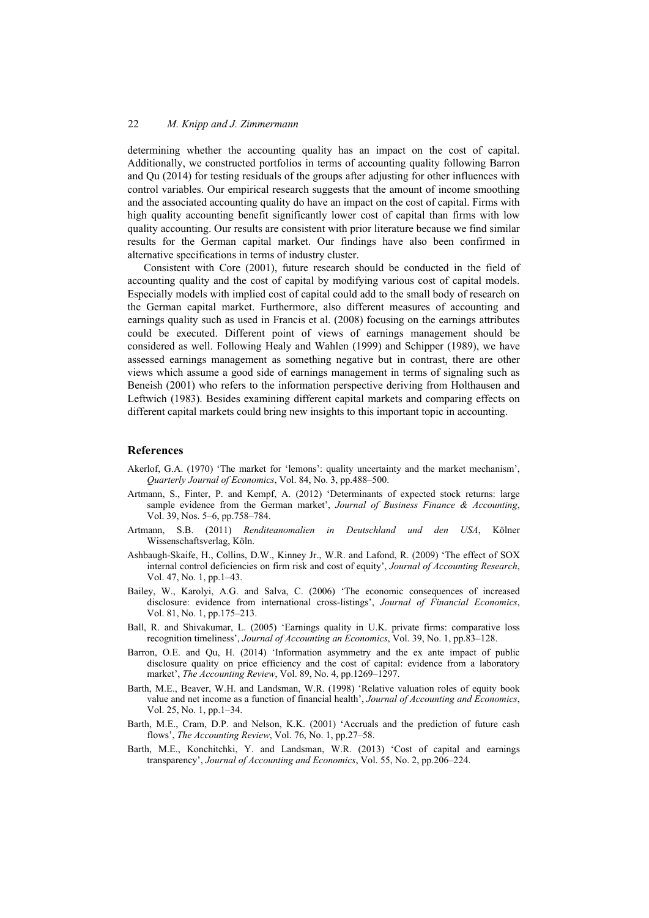determining whether the accounting quality has an impact on the cost of capital. Additionally, we constructed portfolios in terms of accounting quality following Barron and Qu (2014) for testing residuals of the groups after adjusting for other influences with control variables. Our empirical research suggests that the amount of income smoothing and the associated accounting quality do have an impact on the cost of capital. Firms with high quality accounting benefit significantly lower cost of capital than firms with low quality accounting. Our results are consistent with prior literature because we find similar results for the German capital market. Our findings have also been confirmed in alternative specifications in terms of industry cluster.

Consistent with Core (2001), future research should be conducted in the field of accounting quality and the cost of capital by modifying various cost of capital models. Especially models with implied cost of capital could add to the small body of research on the German capital market. Furthermore, also different measures of accounting and earnings quality such as used in Francis et al. (2008) focusing on the earnings attributes could be executed. Different point of views of earnings management should be considered as well. Following Healy and Wahlen (1999) and Schipper (1989), we have assessed earnings management as something negative but in contrast, there are other views which assume a good side of earnings management in terms of signaling such as Beneish (2001) who refers to the information perspective deriving from Holthausen and Leftwich (1983). Besides examining different capital markets and comparing effects on different capital markets could bring new insights to this important topic in accounting.

## References

Akerlof, G.A. (1970) 'The market for 'lemons': quality uncertainty and the market mechanism', *Quarterly Journal of Economics*, Vol. 84, No. 3, pp.488–500.

Artmann, S., Finter, P. and Kempf, A. (2012) 'Determinants of expected stock returns: large sample evidence from the German market', *Journal of Business Finance & Accounting*, Vol. 39, Nos. 5–6, pp.758–784.

Artmann, S.B. (2011) *Renditeanomalien in Deutschland und den USA*, Kölner Wissenschaftsverlag, Köln.

Ashbaugh-Skaife, H., Collins, D.W., Kinney Jr., W.R. and Lafond, R. (2009) 'The effect of SOX internal control deficiencies on firm risk and cost of equity', *Journal of Accounting Research*, Vol. 47, No. 1, pp.1–43.

Bailey, W., Karolyi, A.G. and Salva, C. (2006) 'The economic consequences of increased disclosure: evidence from international cross-listings', *Journal of Financial Economics*, Vol. 81, No. 1, pp.175–213.

Ball, R. and Shivakumar, L. (2005) 'Earnings quality in U.K. private firms: comparative loss recognition timeliness', *Journal of Accounting an Economics*, Vol. 39, No. 1, pp.83–128.

Barron, O.E. and Qu, H. (2014) 'Information asymmetry and the ex ante impact of public disclosure quality on price efficiency and the cost of capital: evidence from a laboratory market', *The Accounting Review*, Vol. 89, No. 4, pp.1269–1297.

Barth, M.E., Beaver, W.H. and Landsman, W.R. (1998) 'Relative valuation roles of equity book value and net income as a function of financial health', *Journal of Accounting and Economics*, Vol. 25, No. 1, pp.1–34.

Barth, M.E., Cram, D.P. and Nelson, K.K. (2001) 'Accruals and the prediction of future cash flows', *The Accounting Review*, Vol. 76, No. 1, pp.27–58.

Barth, M.E., Konchitchki, Y. and Landsman, W.R. (2013) 'Cost of capital and earnings transparency', *Journal of Accounting and Economics*, Vol. 55, No. 2, pp.206–224.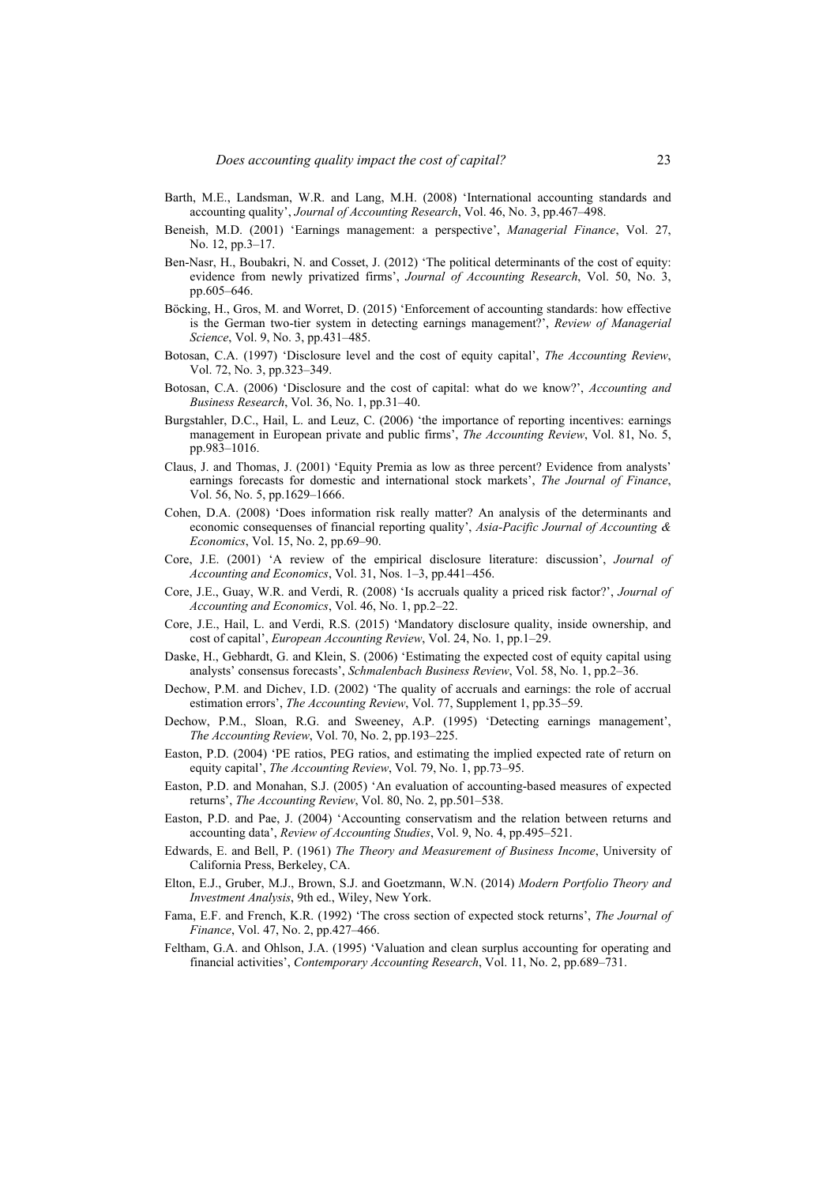Barth, M.E., Landsman, W.R. and Lang, M.H. (2008) 'International accounting standards and accounting quality', *Journal of Accounting Research*, Vol. 46, No. 3, pp.467–498.

Beneish, M.D. (2001) 'Earnings management: a perspective', *Managerial Finance*, Vol. 27, No. 12, pp.3–17.

Ben-Nasr, H., Boubakri, N. and Cosset, J. (2012) 'The political determinants of the cost of equity: evidence from newly privatized firms', *Journal of Accounting Research*, Vol. 50, No. 3, pp.605–646.

Böcking, H., Gros, M. and Worret, D. (2015) 'Enforcement of accounting standards: how effective is the German two-tier system in detecting earnings management?', *Review of Managerial Science*, Vol. 9, No. 3, pp.431–485.

Botosan, C.A. (1997) 'Disclosure level and the cost of equity capital', *The Accounting Review*, Vol. 72, No. 3, pp.323–349.

Botosan, C.A. (2006) 'Disclosure and the cost of capital: what do we know?', *Accounting and Business Research*, Vol. 36, No. 1, pp.31–40.

Burgstahler, D.C., Hail, L. and Leuz, C. (2006) 'the importance of reporting incentives: earnings management in European private and public firms', *The Accounting Review*, Vol. 81, No. 5, pp.983–1016.

Claus, J. and Thomas, J. (2001) 'Equity Premia as low as three percent? Evidence from analysts' earnings forecasts for domestic and international stock markets', *The Journal of Finance*, Vol. 56, No. 5, pp.1629–1666.

Cohen, D.A. (2008) 'Does information risk really matter? An analysis of the determinants and economic consequenses of financial reporting quality', *Asia-Pacific Journal of Accounting & Economics*, Vol. 15, No. 2, pp.69–90.

Core, J.E. (2001) 'A review of the empirical disclosure literature: discussion', *Journal of Accounting and Economics*, Vol. 31, Nos. 1–3, pp.441–456.

Core, J.E., Guay, W.R. and Verdi, R. (2008) 'Is accruals quality a priced risk factor?', *Journal of Accounting and Economics*, Vol. 46, No. 1, pp.2–22.

Core, J.E., Hail, L. and Verdi, R.S. (2015) 'Mandatory disclosure quality, inside ownership, and cost of capital', *European Accounting Review*, Vol. 24, No. 1, pp.1–29.

Daske, H., Gebhardt, G. and Klein, S. (2006) 'Estimating the expected cost of equity capital using analysts' consensus forecasts', *Schmalenbach Business Review*, Vol. 58, No. 1, pp.2–36.

Dechow, P.M. and Dichev, I.D. (2002) 'The quality of accruals and earnings: the role of accrual estimation errors', *The Accounting Review*, Vol. 77, Supplement 1, pp.35–59.

Dechow, P.M., Sloan, R.G. and Sweeney, A.P. (1995) 'Detecting earnings management', *The Accounting Review*, Vol. 70, No. 2, pp.193–225.

Easton, P.D. (2004) 'PE ratios, PEG ratios, and estimating the implied expected rate of return on equity capital', *The Accounting Review*, Vol. 79, No. 1, pp.73–95.

Easton, P.D. and Monahan, S.J. (2005) 'An evaluation of accounting-based measures of expected returns', *The Accounting Review*, Vol. 80, No. 2, pp.501–538.

Easton, P.D. and Pae, J. (2004) 'Accounting conservatism and the relation between returns and accounting data', *Review of Accounting Studies*, Vol. 9, No. 4, pp.495–521.

Edwards, E. and Bell, P. (1961) *The Theory and Measurement of Business Income*, University of California Press, Berkeley, CA.

Elton, E.J., Gruber, M.J., Brown, S.J. and Goetzmann, W.N. (2014) *Modern Portfolio Theory and Investment Analysis*, 9th ed., Wiley, New York.

Fama, E.F. and French, K.R. (1992) 'The cross section of expected stock returns', *The Journal of Finance*, Vol. 47, No. 2, pp.427–466.

Feltham, G.A. and Ohlson, J.A. (1995) 'Valuation and clean surplus accounting for operating and financial activities', *Contemporary Accounting Research*, Vol. 11, No. 2, pp.689–731.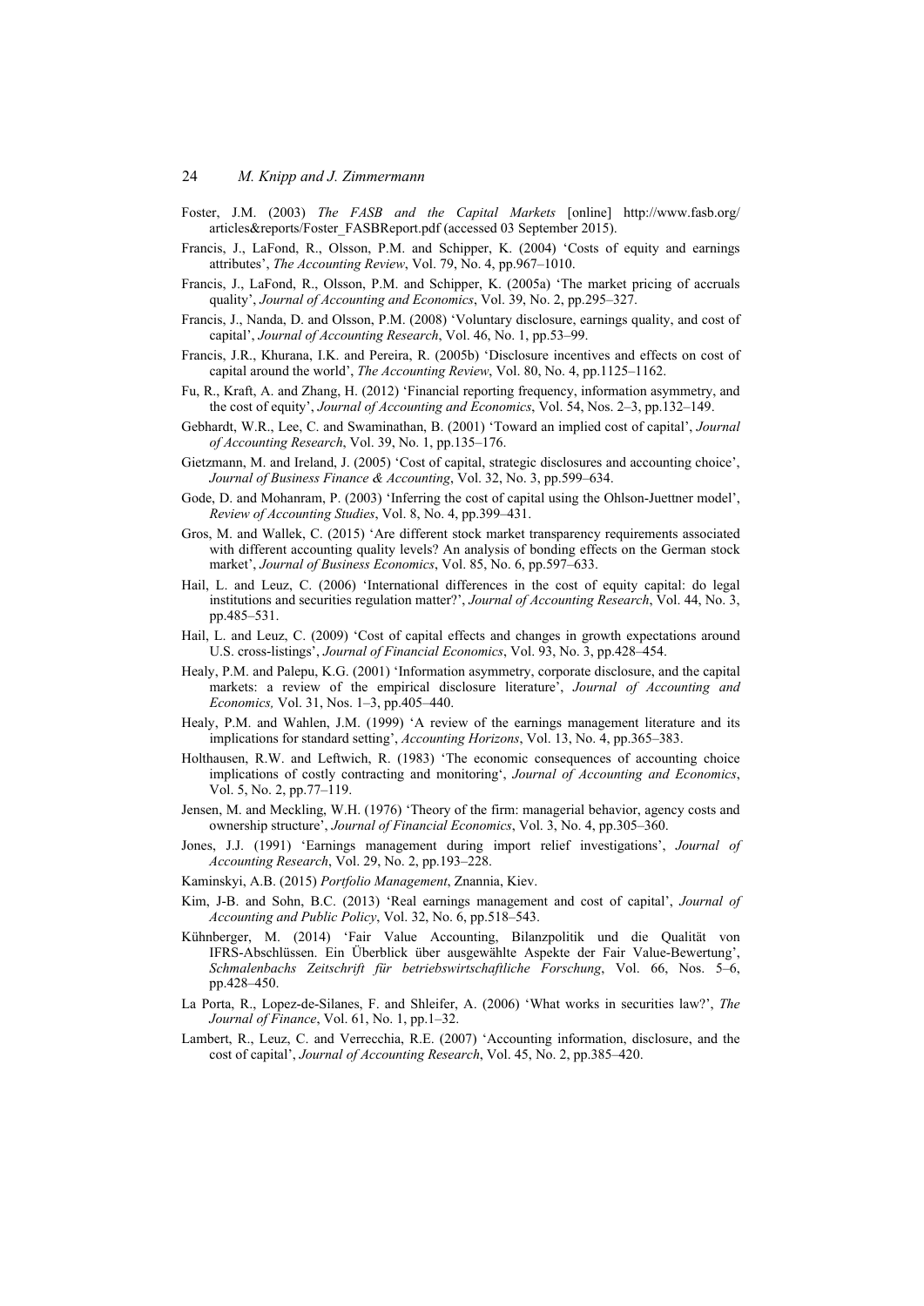Foster, J.M. (2003) *The FASB and the Capital Markets* [online] http://www.fasb.org/articles&reports/Foster_FASBReport.pdf (accessed 03 September 2015).

Francis, J., LaFond, R., Olsson, P.M. and Schipper, K. (2004) 'Costs of equity and earnings attributes', *The Accounting Review*, Vol. 79, No. 4, pp.967–1010.

Francis, J., LaFond, R., Olsson, P.M. and Schipper, K. (2005a) 'The market pricing of accruals quality', *Journal of Accounting and Economics*, Vol. 39, No. 2, pp.295–327.

Francis, J., Nanda, D. and Olsson, P.M. (2008) 'Voluntary disclosure, earnings quality, and cost of capital', *Journal of Accounting Research*, Vol. 46, No. 1, pp.53–99.

Francis, J.R., Khurana, I.K. and Pereira, R. (2005b) 'Disclosure incentives and effects on cost of capital around the world', *The Accounting Review*, Vol. 80, No. 4, pp.1125–1162.

Fu, R., Kraft, A. and Zhang, H. (2012) 'Financial reporting frequency, information asymmetry, and the cost of equity', *Journal of Accounting and Economics*, Vol. 54, Nos. 2–3, pp.132–149.

Gebhardt, W.R., Lee, C. and Swaminathan, B. (2001) 'Toward an implied cost of capital', *Journal of Accounting Research*, Vol. 39, No. 1, pp.135–176.

Gietzmann, M. and Ireland, J. (2005) 'Cost of capital, strategic disclosures and accounting choice', *Journal of Business Finance & Accounting*, Vol. 32, No. 3, pp.599–634.

Gode, D. and Mohanram, P. (2003) 'Inferring the cost of capital using the Ohlson-Juettner model', *Review of Accounting Studies*, Vol. 8, No. 4, pp.399–431.

Gros, M. and Wallek, C. (2015) 'Are different stock market transparency requirements associated with different accounting quality levels? An analysis of bonding effects on the German stock market', *Journal of Business Economics*, Vol. 85, No. 6, pp.597–633.

Hail, L. and Leuz, C. (2006) 'International differences in the cost of equity capital: do legal institutions and securities regulation matter?', *Journal of Accounting Research*, Vol. 44, No. 3, pp.485–531.

Hail, L. and Leuz, C. (2009) 'Cost of capital effects and changes in growth expectations around U.S. cross-listings', *Journal of Financial Economics*, Vol. 93, No. 3, pp.428–454.

Healy, P.M. and Palepu, K.G. (2001) 'Information asymmetry, corporate disclosure, and the capital markets: a review of the empirical disclosure literature', *Journal of Accounting and Economics,* Vol. 31, Nos. 1–3, pp.405–440.

Healy, P.M. and Wahlen, J.M. (1999) 'A review of the earnings management literature and its implications for standard setting', *Accounting Horizons*, Vol. 13, No. 4, pp.365–383.

Holthausen, R.W. and Leftwich, R. (1983) 'The economic consequences of accounting choice implications of costly contracting and monitoring', *Journal of Accounting and Economics*, Vol. 5, No. 2, pp.77–119.

Jensen, M. and Meckling, W.H. (1976) 'Theory of the firm: managerial behavior, agency costs and ownership structure', *Journal of Financial Economics*, Vol. 3, No. 4, pp.305–360.

Jones, J.J. (1991) 'Earnings management during import relief investigations', *Journal of Accounting Research*, Vol. 29, No. 2, pp.193–228.

Kaminskyi, A.B. (2015) *Portfolio Management*, Znannia, Kiev.

Kim, J-B. and Sohn, B.C. (2013) 'Real earnings management and cost of capital', *Journal of Accounting and Public Policy*, Vol. 32, No. 6, pp.518–543.

Kühnberger, M. (2014) 'Fair Value Accounting, Bilanzpolitik und die Qualität von IFRS-Abschlüssen. Ein Überblick über ausgewählte Aspekte der Fair Value-Bewertung', *Schmalenbachs Zeitschrift für betriebswirtschaftliche Forschung*, Vol. 66, Nos. 5–6, pp.428–450.

La Porta, R., Lopez-de-Silanes, F. and Shleifer, A. (2006) 'What works in securities law?', *The Journal of Finance*, Vol. 61, No. 1, pp.1–32.

Lambert, R., Leuz, C. and Verrecchia, R.E. (2007) 'Accounting information, disclosure, and the cost of capital', *Journal of Accounting Research*, Vol. 45, No. 2, pp.385–420.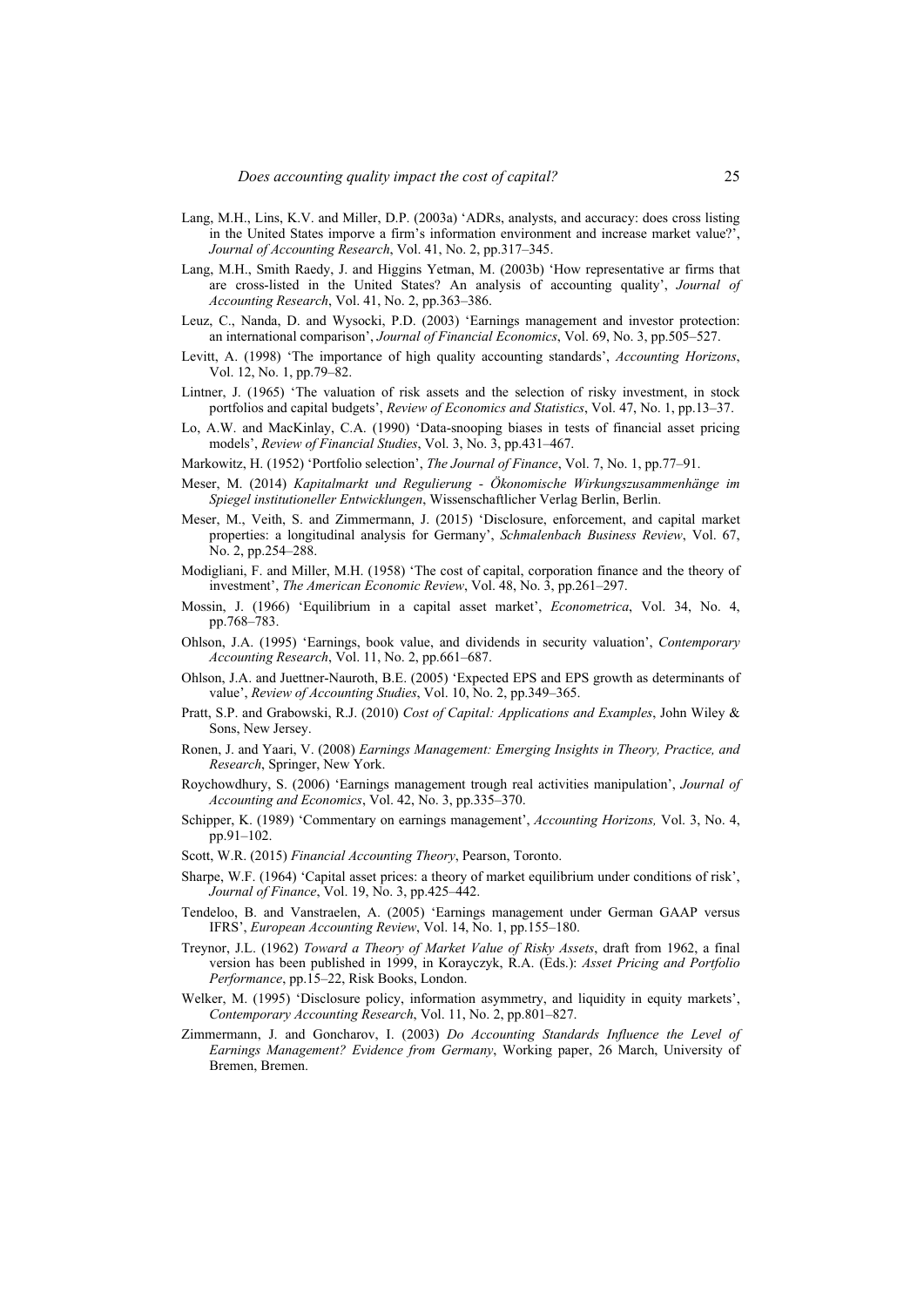Lang, M.H., Lins, K.V. and Miller, D.P. (2003a) 'ADRs, analysts, and accuracy: does cross listing in the United States imporve a firm's information environment and increase market value?', *Journal of Accounting Research*, Vol. 41, No. 2, pp.317–345.

Lang, M.H., Smith Raedy, J. and Higgins Yetman, M. (2003b) 'How representative ar firms that are cross-listed in the United States? An analysis of accounting quality', *Journal of Accounting Research*, Vol. 41, No. 2, pp.363–386.

Leuz, C., Nanda, D. and Wysocki, P.D. (2003) 'Earnings management and investor protection: an international comparison', *Journal of Financial Economics*, Vol. 69, No. 3, pp.505–527.

Levitt, A. (1998) 'The importance of high quality accounting standards', *Accounting Horizons*, Vol. 12, No. 1, pp.79–82.

Lintner, J. (1965) 'The valuation of risk assets and the selection of risky investment, in stock portfolios and capital budgets', *Review of Economics and Statistics*, Vol. 47, No. 1, pp.13–37.

Lo, A.W. and MacKinlay, C.A. (1990) 'Data-snooping biases in tests of financial asset pricing models', *Review of Financial Studies*, Vol. 3, No. 3, pp.431–467.

Markowitz, H. (1952) 'Portfolio selection', *The Journal of Finance*, Vol. 7, No. 1, pp.77–91.

Meser, M. (2014) *Kapitalmarkt und Regulierung - Ökonomische Wirkungszusammenhänge im Spiegel institutioneller Entwicklungen*, Wissenschaftlicher Verlag Berlin, Berlin.

Meser, M., Veith, S. and Zimmermann, J. (2015) 'Disclosure, enforcement, and capital market properties: a longitudinal analysis for Germany', *Schmalenbach Business Review*, Vol. 67, No. 2, pp.254–288.

Modigliani, F. and Miller, M.H. (1958) 'The cost of capital, corporation finance and the theory of investment', *The American Economic Review*, Vol. 48, No. 3, pp.261–297.

Mossin, J. (1966) 'Equilibrium in a capital asset market', *Econometrica*, Vol. 34, No. 4, pp.768–783.

Ohlson, J.A. (1995) 'Earnings, book value, and dividends in security valuation', *Contemporary Accounting Research*, Vol. 11, No. 2, pp.661–687.

Ohlson, J.A. and Juettner-Nauroth, B.E. (2005) 'Expected EPS and EPS growth as determinants of value', *Review of Accounting Studies*, Vol. 10, No. 2, pp.349–365.

Pratt, S.P. and Grabowski, R.J. (2010) *Cost of Capital: Applications and Examples*, John Wiley & Sons, New Jersey.

Ronen, J. and Yaari, V. (2008) *Earnings Management: Emerging Insights in Theory, Practice, and Research*, Springer, New York.

Roychowdhury, S. (2006) 'Earnings management trough real activities manipulation', *Journal of Accounting and Economics*, Vol. 42, No. 3, pp.335–370.

Schipper, K. (1989) 'Commentary on earnings management', *Accounting Horizons,* Vol. 3, No. 4, pp.91–102.

Scott, W.R. (2015) *Financial Accounting Theory*, Pearson, Toronto.

Sharpe, W.F. (1964) 'Capital asset prices: a theory of market equilibrium under conditions of risk', *Journal of Finance*, Vol. 19, No. 3, pp.425–442.

Tendeloo, B. and Vanstraelen, A. (2005) 'Earnings management under German GAAP versus IFRS', *European Accounting Review*, Vol. 14, No. 1, pp.155–180.

Treynor, J.L. (1962) *Toward a Theory of Market Value of Risky Assets*, draft from 1962, a final version has been published in 1999, in Korayczyk, R.A. (Eds.): *Asset Pricing and Portfolio Performance*, pp.15–22, Risk Books, London.

Welker, M. (1995) 'Disclosure policy, information asymmetry, and liquidity in equity markets', *Contemporary Accounting Research*, Vol. 11, No. 2, pp.801–827.

Zimmermann, J. and Goncharov, I. (2003) *Do Accounting Standards Influence the Level of Earnings Management? Evidence from Germany*, Working paper, 26 March, University of Bremen, Bremen.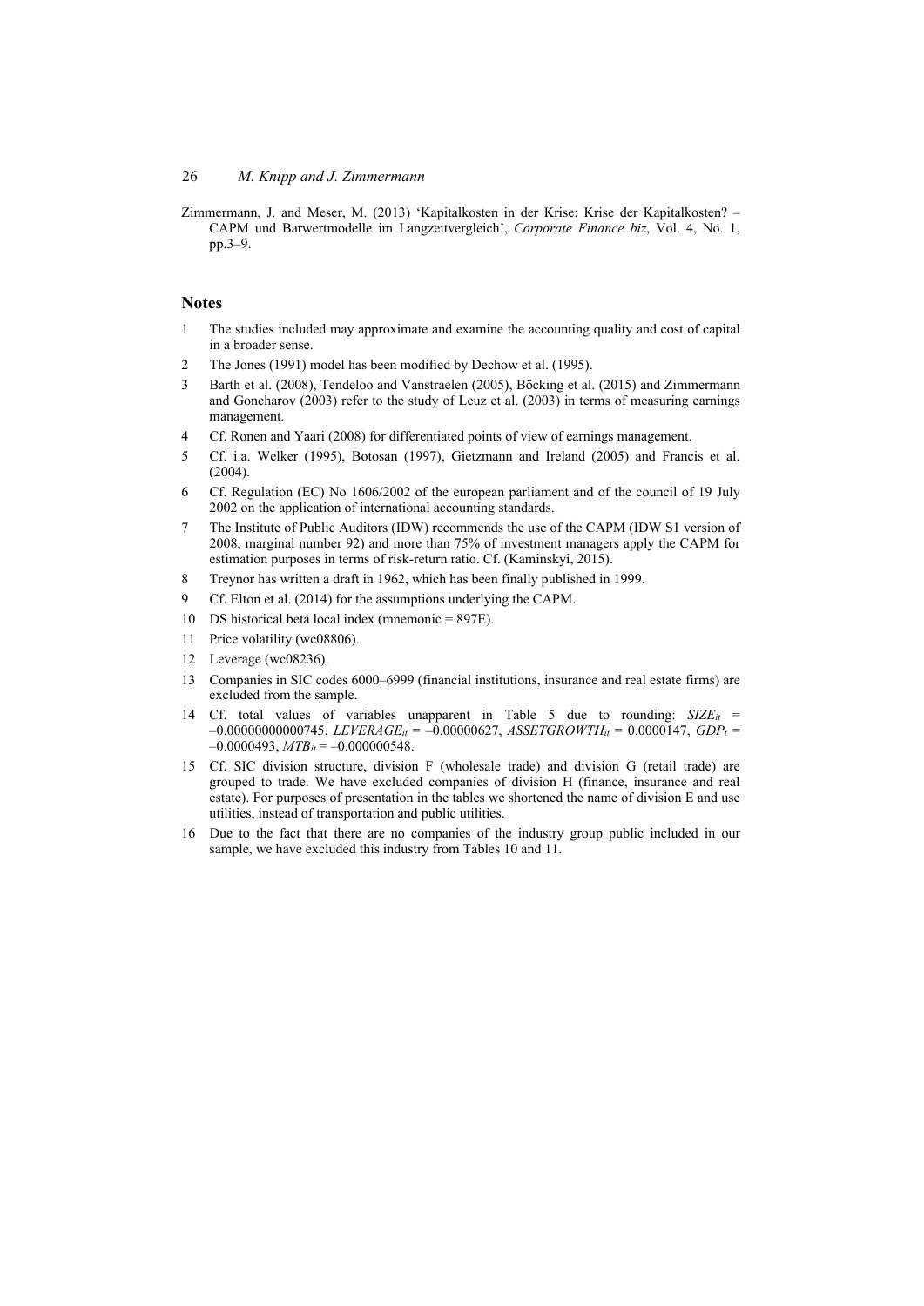Zimmermann, J. and Meser, M. (2013) 'Kapitalkosten in der Krise: Krise der Kapitalkosten? – CAPM und Barwertmodelle im Langzeitvergleich', *Corporate Finance biz*, Vol. 4, No. 1, pp.3–9.

## Notes

1. The studies included may approximate and examine the accounting quality and cost of capital in a broader sense.
2. The Jones (1991) model has been modified by Dechow et al. (1995).
3. Barth et al. (2008), Tendeloo and Vanstraelen (2005), Böcking et al. (2015) and Zimmermann and Goncharov (2003) refer to the study of Leuz et al. (2003) in terms of measuring earnings management.
4. Cf. Ronen and Yaari (2008) for differentiated points of view of earnings management.
5. Cf. i.a. Welker (1995), Botosan (1997), Gietzmann and Ireland (2005) and Francis et al. (2004).
6. Cf. Regulation (EC) No 1606/2002 of the european parliament and of the council of 19 July 2002 on the application of international accounting standards.
7. The Institute of Public Auditors (IDW) recommends the use of the CAPM (IDW S1 version of 2008, marginal number 92) and more than 75% of investment managers apply the CAPM for estimation purposes in terms of risk-return ratio. Cf. (Kaminskyi, 2015).
8. Treynor has written a draft in 1962, which has been finally published in 1999.
9. Cf. Elton et al. (2014) for the assumptions underlying the CAPM.
10. DS historical beta local index (mnemonic = 897E).
11. Price volatility (wc08806).
12. Leverage (wc08236).
13. Companies in SIC codes 6000–6999 (financial institutions, insurance and real estate firms) are excluded from the sample.
14. Cf. total values of variables unapparent in Table 5 due to rounding: $SIZE_{it}$ = –0.00000000000745, $LEVERAGE_{it}$ = –0.00000627, $ASSETGROWTH_{it}$ = 0.0000147, $GDP_t$ = –0.0000493, $MTB_{it}$ = –0.000000548.
15. Cf. SIC division structure, division F (wholesale trade) and division G (retail trade) are grouped to trade. We have excluded companies of division H (finance, insurance and real estate). For purposes of presentation in the tables we shortened the name of division E and use utilities, instead of transportation and public utilities.
16. Due to the fact that there are no companies of the industry group public included in our sample, we have excluded this industry from Tables 10 and 11.